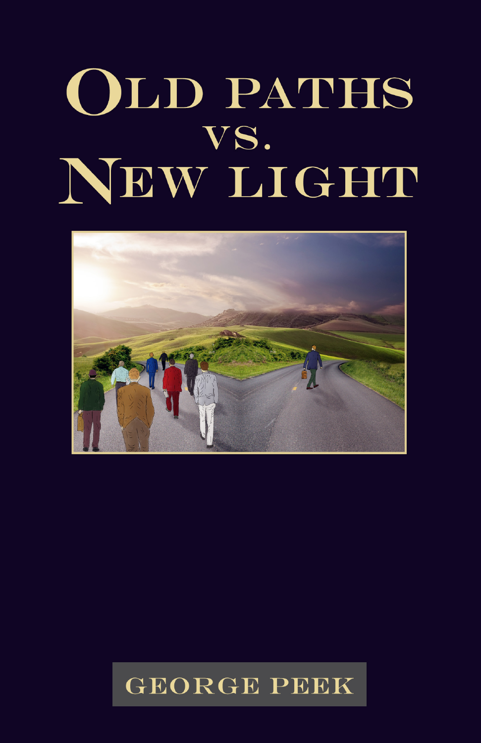# Old paths vs. New light

GEORGE PEEK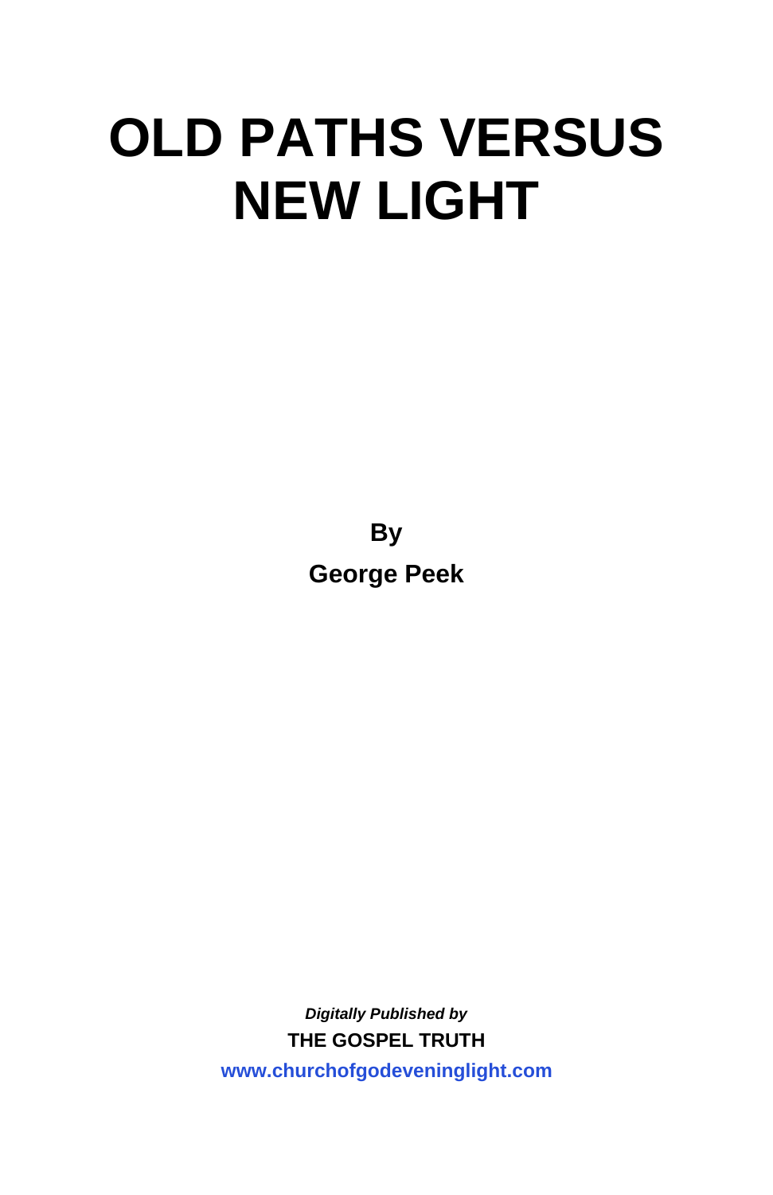# OLD PATHS VERSUS NEW LIGHT

**By**

**George Peek**

***Digitally Published by***

**THE GOSPEL TRUTH**

**www.churchofgodeveninglight.com**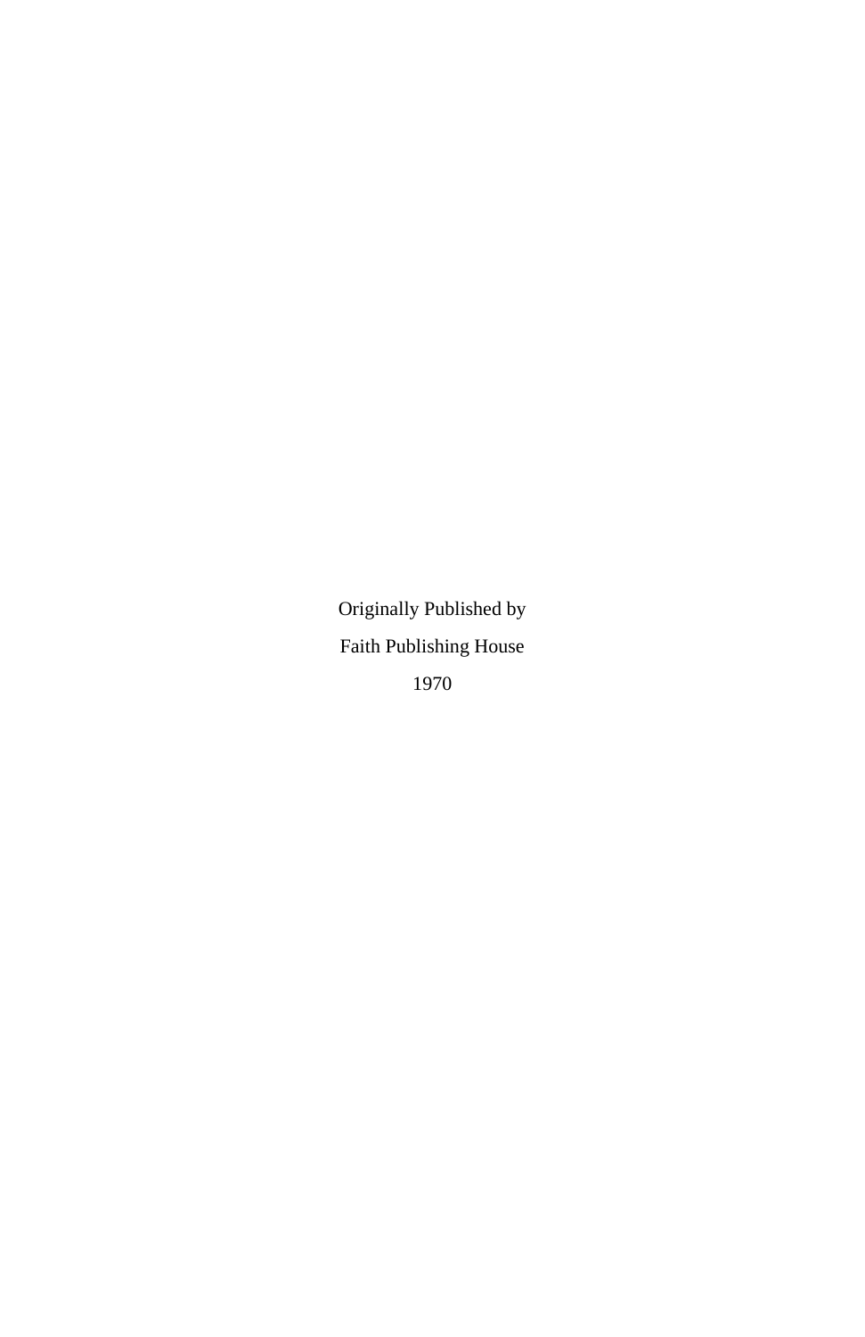Originally Published by

Faith Publishing House

1970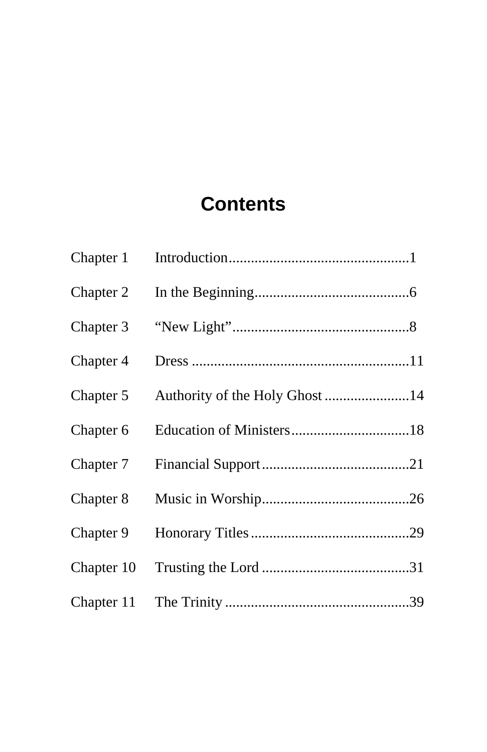# Contents

| | | |
|---|---|---|
| Chapter 1 | Introduction | 1 |
| Chapter 2 | In the Beginning | 6 |
| Chapter 3 | “New Light” | 8 |
| Chapter 4 | Dress | 11 |
| Chapter 5 | Authority of the Holy Ghost | 14 |
| Chapter 6 | Education of Ministers | 18 |
| Chapter 7 | Financial Support | 21 |
| Chapter 8 | Music in Worship | 26 |
| Chapter 9 | Honorary Titles | 29 |
| Chapter 10 | Trusting the Lord | 31 |
| Chapter 11 | The Trinity | 39 |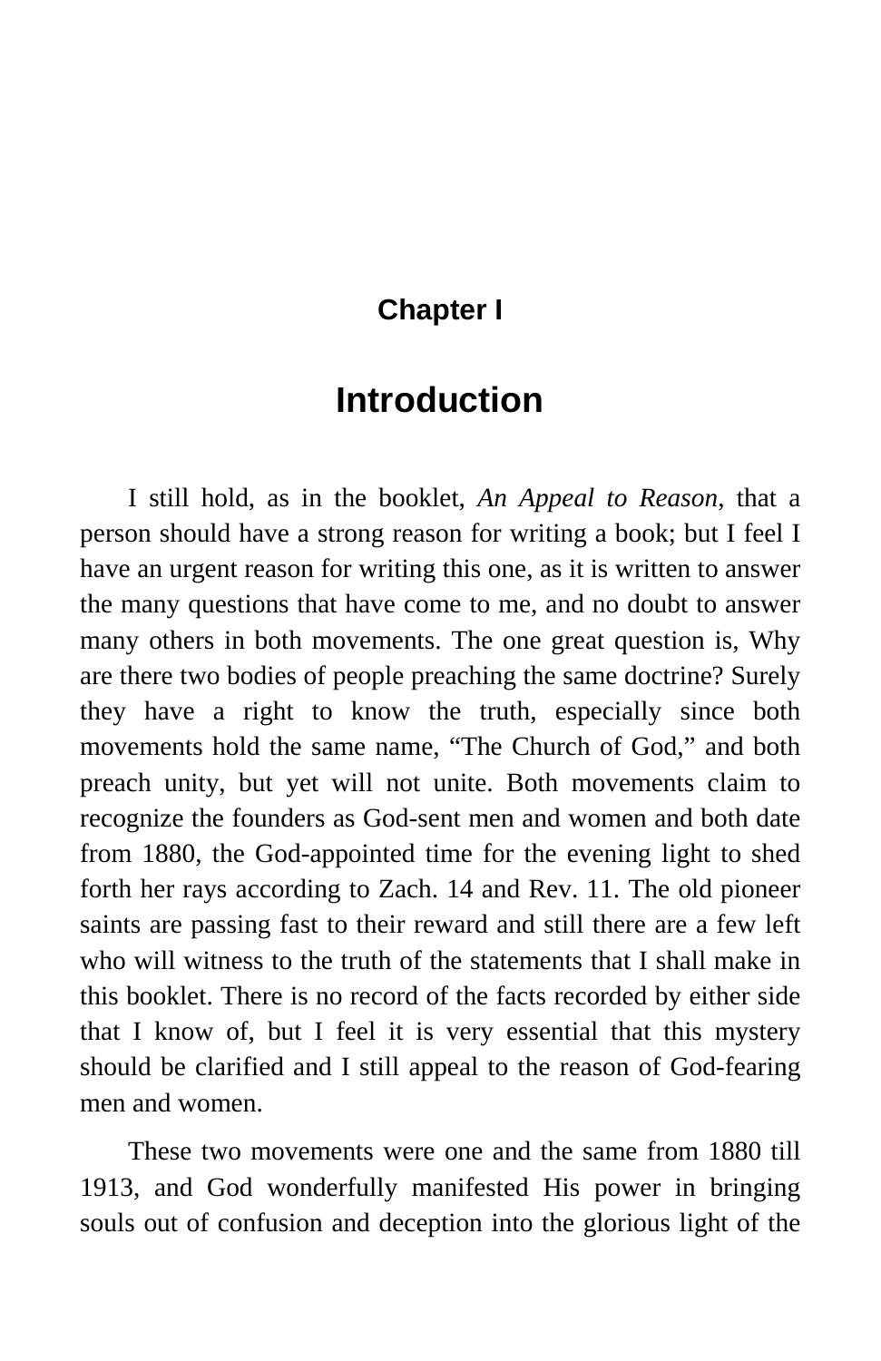# Chapter I

## Introduction

I still hold, as in the booklet, *An Appeal to Reason*, that a person should have a strong reason for writing a book; but I feel I have an urgent reason for writing this one, as it is written to answer the many questions that have come to me, and no doubt to answer many others in both movements. The one great question is, Why are there two bodies of people preaching the same doctrine? Surely they have a right to know the truth, especially since both movements hold the same name, "The Church of God," and both preach unity, but yet will not unite. Both movements claim to recognize the founders as God-sent men and women and both date from 1880, the God-appointed time for the evening light to shed forth her rays according to Zach. 14 and Rev. 11. The old pioneer saints are passing fast to their reward and still there are a few left who will witness to the truth of the statements that I shall make in this booklet. There is no record of the facts recorded by either side that I know of, but I feel it is very essential that this mystery should be clarified and I still appeal to the reason of God-fearing men and women.

These two movements were one and the same from 1880 till 1913, and God wonderfully manifested His power in bringing souls out of confusion and deception into the glorious light of the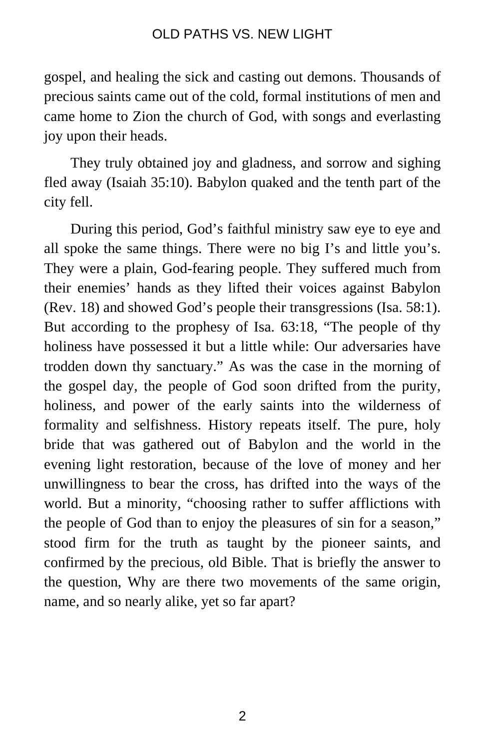gospel, and healing the sick and casting out demons. Thousands of precious saints came out of the cold, formal institutions of men and came home to Zion the church of God, with songs and everlasting joy upon their heads.

They truly obtained joy and gladness, and sorrow and sighing fled away (Isaiah 35:10). Babylon quaked and the tenth part of the city fell.

During this period, God's faithful ministry saw eye to eye and all spoke the same things. There were no big I's and little you's. They were a plain, God-fearing people. They suffered much from their enemies' hands as they lifted their voices against Babylon (Rev. 18) and showed God's people their transgressions (Isa. 58:1). But according to the prophesy of Isa. 63:18, "The people of thy holiness have possessed it but a little while: Our adversaries have trodden down thy sanctuary." As was the case in the morning of the gospel day, the people of God soon drifted from the purity, holiness, and power of the early saints into the wilderness of formality and selfishness. History repeats itself. The pure, holy bride that was gathered out of Babylon and the world in the evening light restoration, because of the love of money and her unwillingness to bear the cross, has drifted into the ways of the world. But a minority, "choosing rather to suffer afflictions with the people of God than to enjoy the pleasures of sin for a season," stood firm for the truth as taught by the pioneer saints, and confirmed by the precious, old Bible. That is briefly the answer to the question, Why are there two movements of the same origin, name, and so nearly alike, yet so far apart?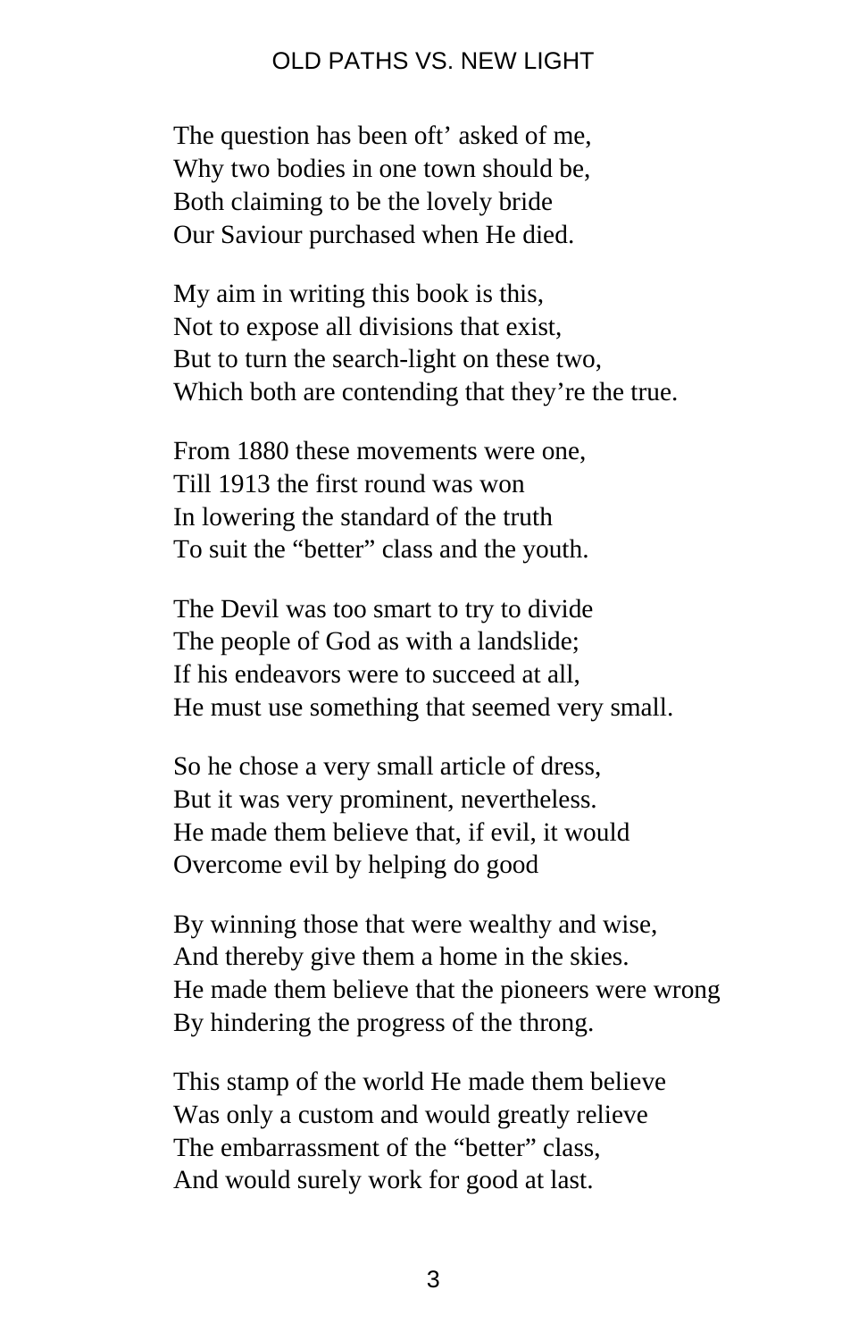The question has been oft' asked of me,
Why two bodies in one town should be,
Both claiming to be the lovely bride
Our Saviour purchased when He died.

My aim in writing this book is this,
Not to expose all divisions that exist,
But to turn the search-light on these two,
Which both are contending that they're the true.

From 1880 these movements were one,
Till 1913 the first round was won
In lowering the standard of the truth
To suit the "better" class and the youth.

The Devil was too smart to try to divide
The people of God as with a landslide;
If his endeavors were to succeed at all,
He must use something that seemed very small.

So he chose a very small article of dress,
But it was very prominent, nevertheless.
He made them believe that, if evil, it would
Overcome evil by helping do good

By winning those that were wealthy and wise,
And thereby give them a home in the skies.
He made them believe that the pioneers were wrong
By hindering the progress of the throng.

This stamp of the world He made them believe
Was only a custom and would greatly relieve
The embarrassment of the "better" class,
And would surely work for good at last.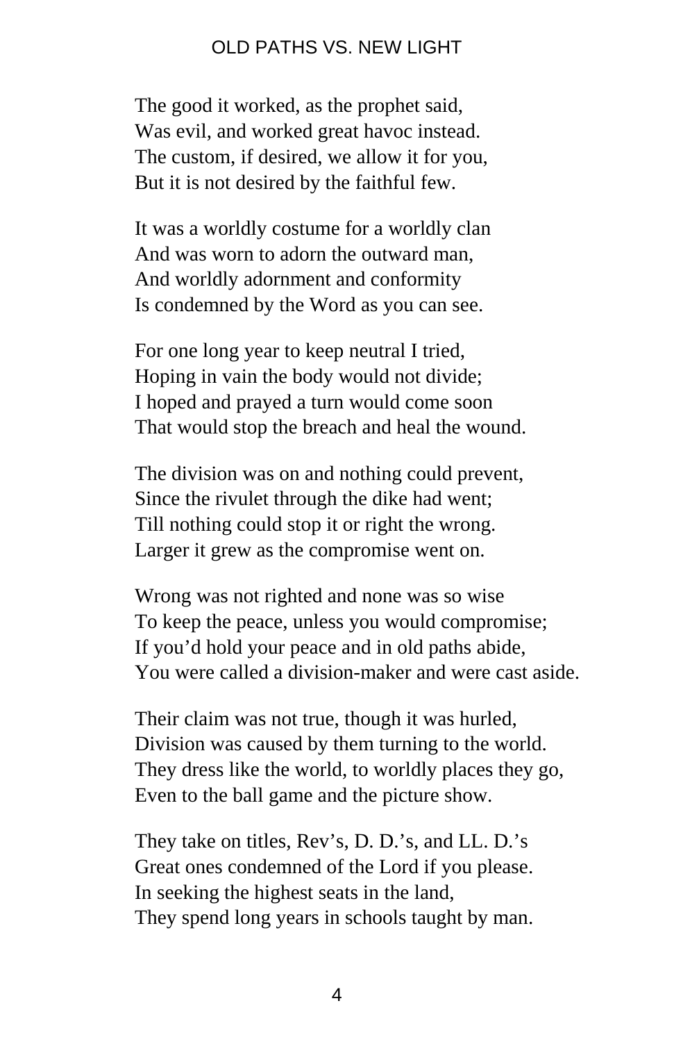The good it worked, as the prophet said,
Was evil, and worked great havoc instead.
The custom, if desired, we allow it for you,
But it is not desired by the faithful few.

It was a worldly costume for a worldly clan
And was worn to adorn the outward man,
And worldly adornment and conformity
Is condemned by the Word as you can see.

For one long year to keep neutral I tried,
Hoping in vain the body would not divide;
I hoped and prayed a turn would come soon
That would stop the breach and heal the wound.

The division was on and nothing could prevent,
Since the rivulet through the dike had went;
Till nothing could stop it or right the wrong.
Larger it grew as the compromise went on.

Wrong was not righted and none was so wise
To keep the peace, unless you would compromise;
If you'd hold your peace and in old paths abide,
You were called a division-maker and were cast aside.

Their claim was not true, though it was hurled,
Division was caused by them turning to the world.
They dress like the world, to worldly places they go,
Even to the ball game and the picture show.

They take on titles, Rev's, D. D.'s, and LL. D.'s
Great ones condemned of the Lord if you please.
In seeking the highest seats in the land,
They spend long years in schools taught by man.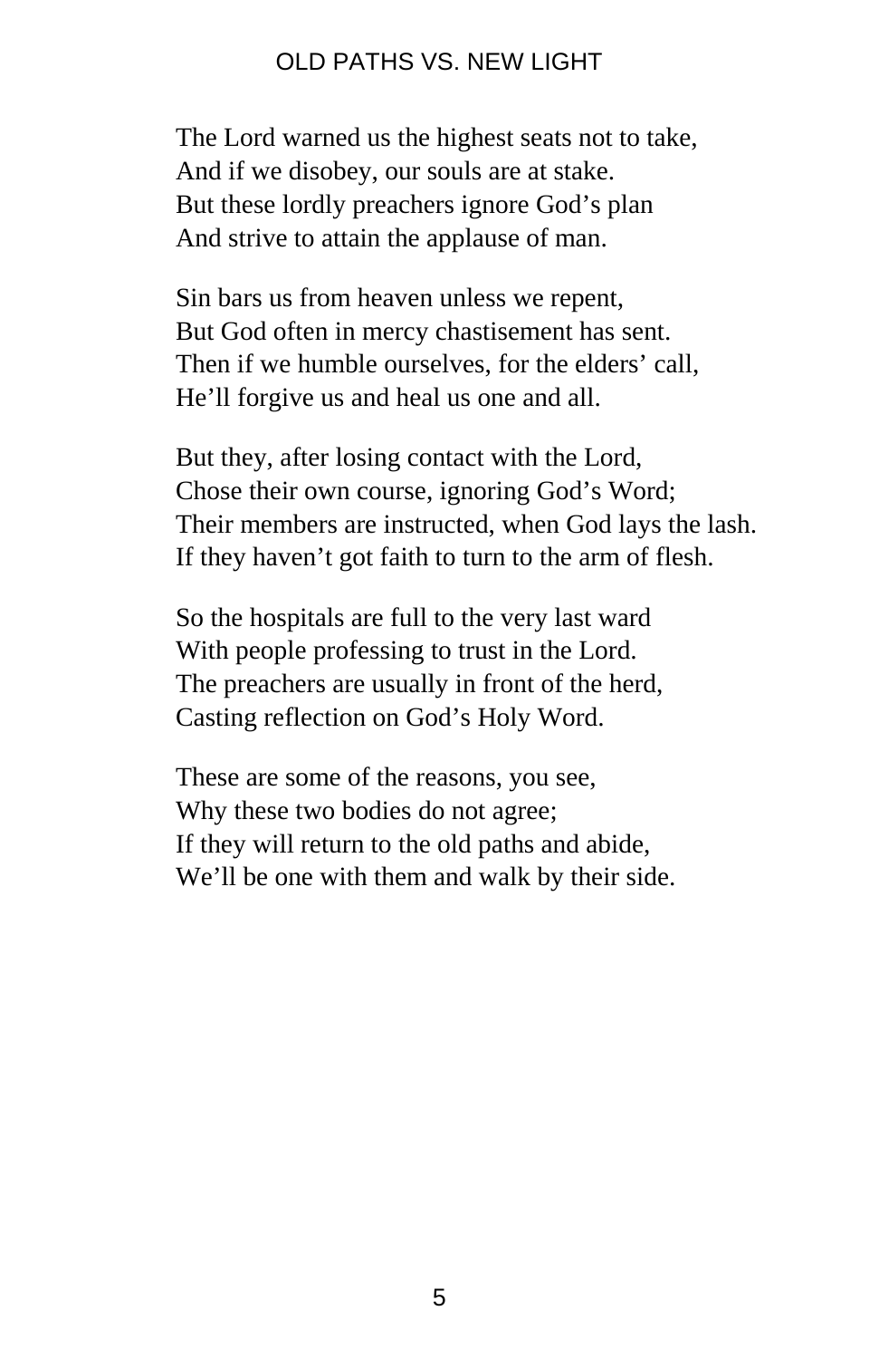The Lord warned us the highest seats not to take,
And if we disobey, our souls are at stake.
But these lordly preachers ignore God's plan
And strive to attain the applause of man.

Sin bars us from heaven unless we repent,
But God often in mercy chastisement has sent.
Then if we humble ourselves, for the elders' call,
He'll forgive us and heal us one and all.

But they, after losing contact with the Lord,
Chose their own course, ignoring God's Word;
Their members are instructed, when God lays the lash.
If they haven't got faith to turn to the arm of flesh.

So the hospitals are full to the very last ward
With people professing to trust in the Lord.
The preachers are usually in front of the herd,
Casting reflection on God's Holy Word.

These are some of the reasons, you see,
Why these two bodies do not agree;
If they will return to the old paths and abide,
We'll be one with them and walk by their side.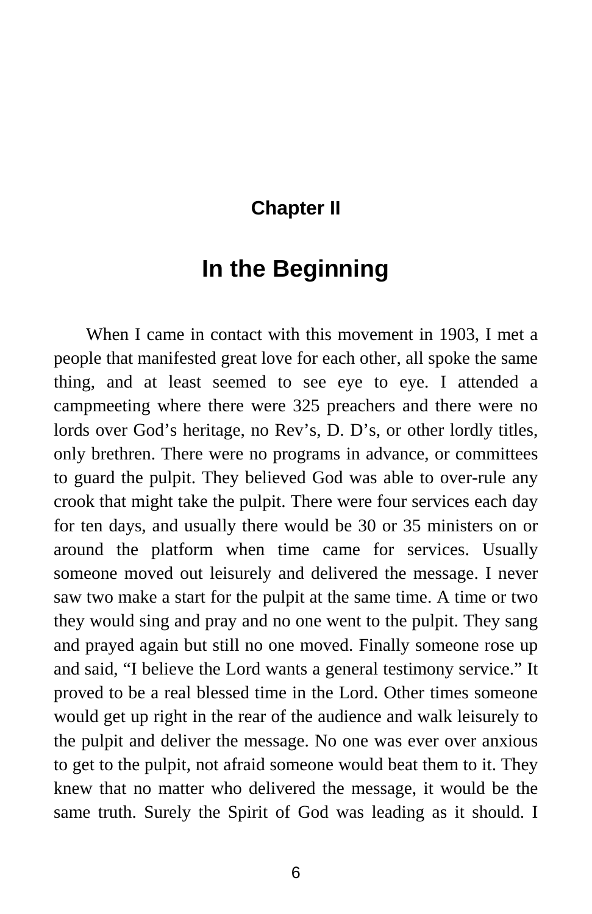## Chapter II

# In the Beginning

When I came in contact with this movement in 1903, I met a people that manifested great love for each other, all spoke the same thing, and at least seemed to see eye to eye. I attended a campmeeting where there were 325 preachers and there were no lords over God's heritage, no Rev's, D. D's, or other lordly titles, only brethren. There were no programs in advance, or committees to guard the pulpit. They believed God was able to over-rule any crook that might take the pulpit. There were four services each day for ten days, and usually there would be 30 or 35 ministers on or around the platform when time came for services. Usually someone moved out leisurely and delivered the message. I never saw two make a start for the pulpit at the same time. A time or two they would sing and pray and no one went to the pulpit. They sang and prayed again but still no one moved. Finally someone rose up and said, "I believe the Lord wants a general testimony service." It proved to be a real blessed time in the Lord. Other times someone would get up right in the rear of the audience and walk leisurely to the pulpit and deliver the message. No one was ever over anxious to get to the pulpit, not afraid someone would beat them to it. They knew that no matter who delivered the message, it would be the same truth. Surely the Spirit of God was leading as it should. I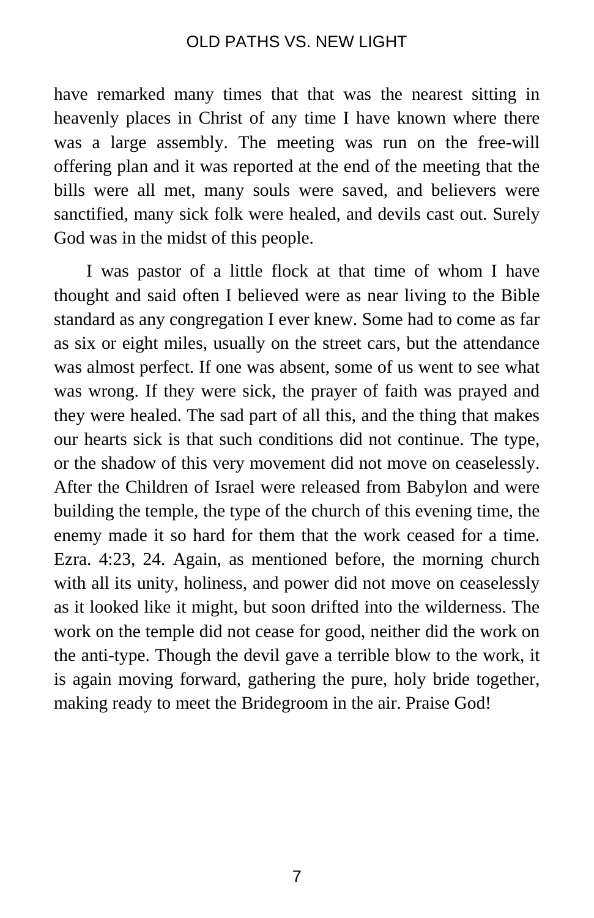have remarked many times that that was the nearest sitting in heavenly places in Christ of any time I have known where there was a large assembly. The meeting was run on the free-will offering plan and it was reported at the end of the meeting that the bills were all met, many souls were saved, and believers were sanctified, many sick folk were healed, and devils cast out. Surely God was in the midst of this people.

I was pastor of a little flock at that time of whom I have thought and said often I believed were as near living to the Bible standard as any congregation I ever knew. Some had to come as far as six or eight miles, usually on the street cars, but the attendance was almost perfect. If one was absent, some of us went to see what was wrong. If they were sick, the prayer of faith was prayed and they were healed. The sad part of all this, and the thing that makes our hearts sick is that such conditions did not continue. The type, or the shadow of this very movement did not move on ceaselessly. After the Children of Israel were released from Babylon and were building the temple, the type of the church of this evening time, the enemy made it so hard for them that the work ceased for a time. Ezra. 4:23, 24. Again, as mentioned before, the morning church with all its unity, holiness, and power did not move on ceaselessly as it looked like it might, but soon drifted into the wilderness. The work on the temple did not cease for good, neither did the work on the anti-type. Though the devil gave a terrible blow to the work, it is again moving forward, gathering the pure, holy bride together, making ready to meet the Bridegroom in the air. Praise God!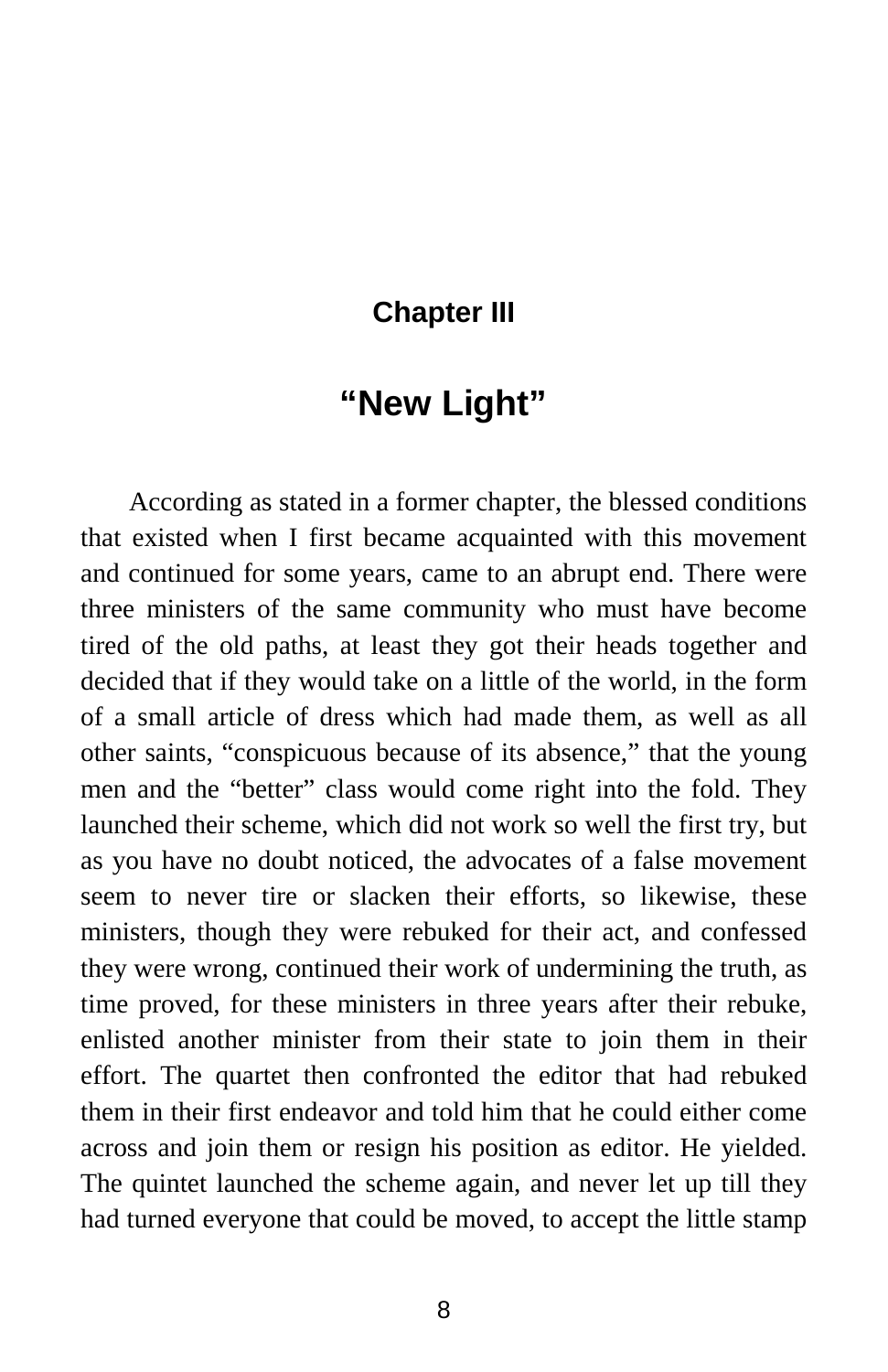## Chapter III

## “New Light”

According as stated in a former chapter, the blessed conditions that existed when I first became acquainted with this movement and continued for some years, came to an abrupt end. There were three ministers of the same community who must have become tired of the old paths, at least they got their heads together and decided that if they would take on a little of the world, in the form of a small article of dress which had made them, as well as all other saints, “conspicuous because of its absence,” that the young men and the “better” class would come right into the fold. They launched their scheme, which did not work so well the first try, but as you have no doubt noticed, the advocates of a false movement seem to never tire or slacken their efforts, so likewise, these ministers, though they were rebuked for their act, and confessed they were wrong, continued their work of undermining the truth, as time proved, for these ministers in three years after their rebuke, enlisted another minister from their state to join them in their effort. The quartet then confronted the editor that had rebuked them in their first endeavor and told him that he could either come across and join them or resign his position as editor. He yielded. The quintet launched the scheme again, and never let up till they had turned everyone that could be moved, to accept the little stamp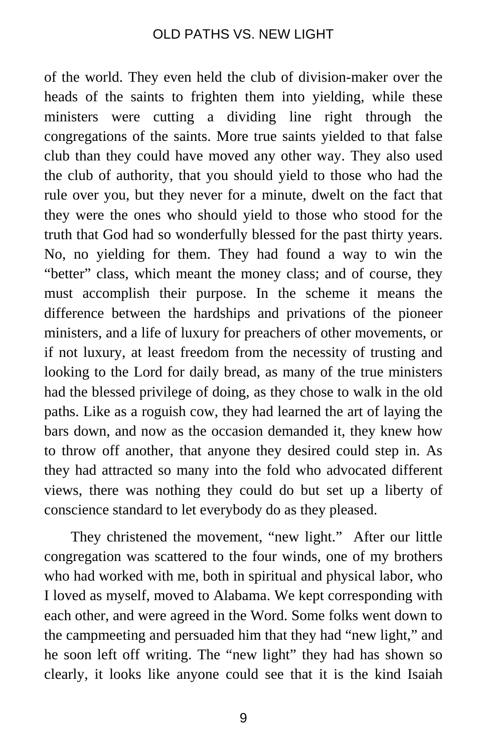of the world. They even held the club of division-maker over the heads of the saints to frighten them into yielding, while these ministers were cutting a dividing line right through the congregations of the saints. More true saints yielded to that false club than they could have moved any other way. They also used the club of authority, that you should yield to those who had the rule over you, but they never for a minute, dwelt on the fact that they were the ones who should yield to those who stood for the truth that God had so wonderfully blessed for the past thirty years. No, no yielding for them. They had found a way to win the "better" class, which meant the money class; and of course, they must accomplish their purpose. In the scheme it means the difference between the hardships and privations of the pioneer ministers, and a life of luxury for preachers of other movements, or if not luxury, at least freedom from the necessity of trusting and looking to the Lord for daily bread, as many of the true ministers had the blessed privilege of doing, as they chose to walk in the old paths. Like as a roguish cow, they had learned the art of laying the bars down, and now as the occasion demanded it, they knew how to throw off another, that anyone they desired could step in. As they had attracted so many into the fold who advocated different views, there was nothing they could do but set up a liberty of conscience standard to let everybody do as they pleased.

They christened the movement, "new light." After our little congregation was scattered to the four winds, one of my brothers who had worked with me, both in spiritual and physical labor, who I loved as myself, moved to Alabama. We kept corresponding with each other, and were agreed in the Word. Some folks went down to the campmeeting and persuaded him that they had "new light," and he soon left off writing. The "new light" they had has shown so clearly, it looks like anyone could see that it is the kind Isaiah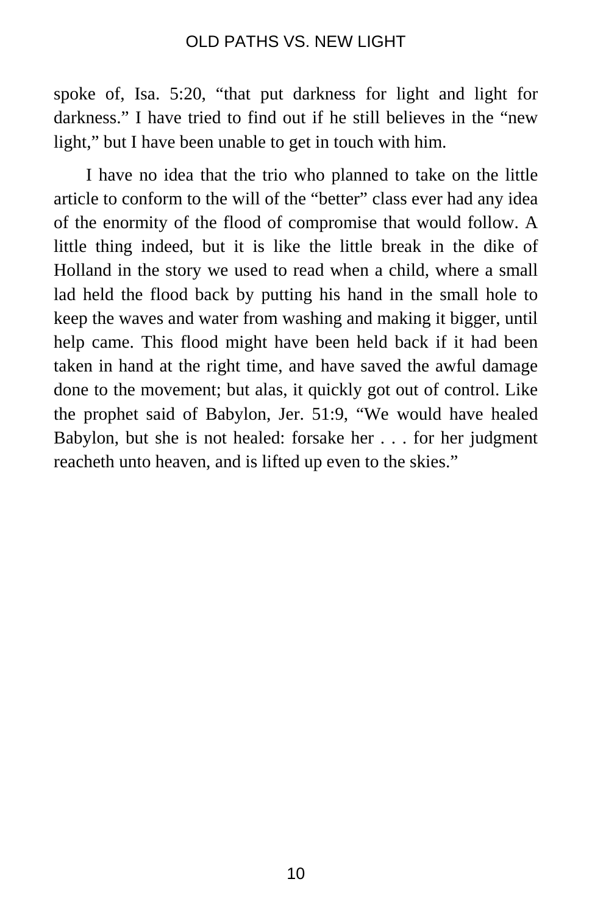spoke of, Isa. 5:20, “that put darkness for light and light for darkness.” I have tried to find out if he still believes in the “new light,” but I have been unable to get in touch with him.

I have no idea that the trio who planned to take on the little article to conform to the will of the “better” class ever had any idea of the enormity of the flood of compromise that would follow. A little thing indeed, but it is like the little break in the dike of Holland in the story we used to read when a child, where a small lad held the flood back by putting his hand in the small hole to keep the waves and water from washing and making it bigger, until help came. This flood might have been held back if it had been taken in hand at the right time, and have saved the awful damage done to the movement; but alas, it quickly got out of control. Like the prophet said of Babylon, Jer. 51:9, “We would have healed Babylon, but she is not healed: forsake her . . . for her judgment reacheth unto heaven, and is lifted up even to the skies.”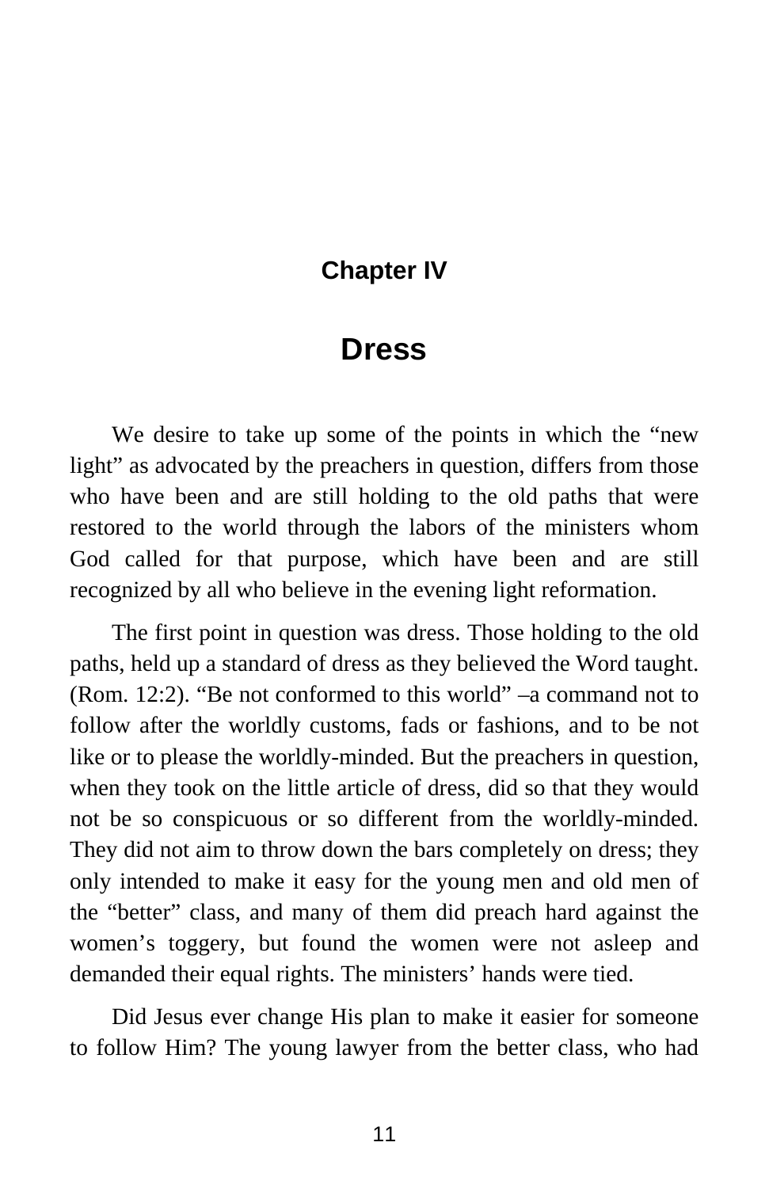## Chapter IV

# Dress

We desire to take up some of the points in which the "new light" as advocated by the preachers in question, differs from those who have been and are still holding to the old paths that were restored to the world through the labors of the ministers whom God called for that purpose, which have been and are still recognized by all who believe in the evening light reformation.

The first point in question was dress. Those holding to the old paths, held up a standard of dress as they believed the Word taught. (Rom. 12:2). "Be not conformed to this world" –a command not to follow after the worldly customs, fads or fashions, and to be not like or to please the worldly-minded. But the preachers in question, when they took on the little article of dress, did so that they would not be so conspicuous or so different from the worldly-minded. They did not aim to throw down the bars completely on dress; they only intended to make it easy for the young men and old men of the "better" class, and many of them did preach hard against the women's toggery, but found the women were not asleep and demanded their equal rights. The ministers' hands were tied.

Did Jesus ever change His plan to make it easier for someone to follow Him? The young lawyer from the better class, who had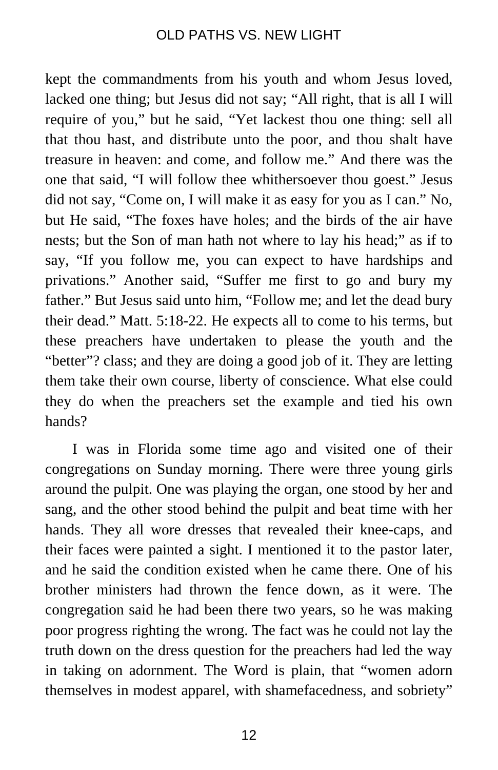kept the commandments from his youth and whom Jesus loved, lacked one thing; but Jesus did not say; "All right, that is all I will require of you," but he said, "Yet lackest thou one thing: sell all that thou hast, and distribute unto the poor, and thou shalt have treasure in heaven: and come, and follow me." And there was the one that said, "I will follow thee whithersoever thou goest." Jesus did not say, "Come on, I will make it as easy for you as I can." No, but He said, "The foxes have holes; and the birds of the air have nests; but the Son of man hath not where to lay his head;" as if to say, "If you follow me, you can expect to have hardships and privations." Another said, "Suffer me first to go and bury my father." But Jesus said unto him, "Follow me; and let the dead bury their dead." Matt. 5:18-22. He expects all to come to his terms, but these preachers have undertaken to please the youth and the "better"? class; and they are doing a good job of it. They are letting them take their own course, liberty of conscience. What else could they do when the preachers set the example and tied his own hands?

I was in Florida some time ago and visited one of their congregations on Sunday morning. There were three young girls around the pulpit. One was playing the organ, one stood by her and sang, and the other stood behind the pulpit and beat time with her hands. They all wore dresses that revealed their knee-caps, and their faces were painted a sight. I mentioned it to the pastor later, and he said the condition existed when he came there. One of his brother ministers had thrown the fence down, as it were. The congregation said he had been there two years, so he was making poor progress righting the wrong. The fact was he could not lay the truth down on the dress question for the preachers had led the way in taking on adornment. The Word is plain, that "women adorn themselves in modest apparel, with shamefacedness, and sobriety"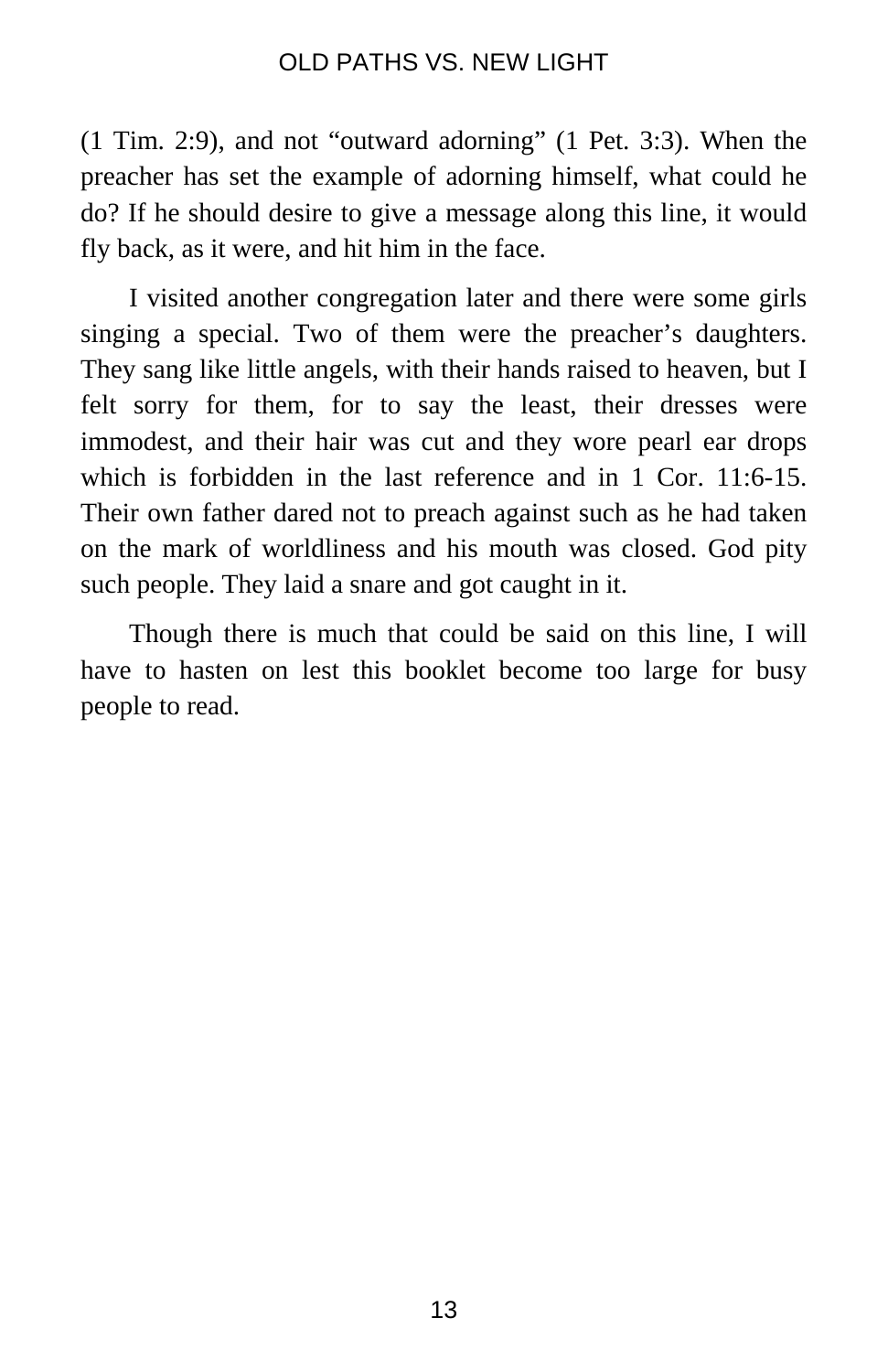(1 Tim. 2:9), and not "outward adorning" (1 Pet. 3:3). When the preacher has set the example of adorning himself, what could he do? If he should desire to give a message along this line, it would fly back, as it were, and hit him in the face.

I visited another congregation later and there were some girls singing a special. Two of them were the preacher's daughters. They sang like little angels, with their hands raised to heaven, but I felt sorry for them, for to say the least, their dresses were immodest, and their hair was cut and they wore pearl ear drops which is forbidden in the last reference and in 1 Cor. 11:6-15. Their own father dared not to preach against such as he had taken on the mark of worldliness and his mouth was closed. God pity such people. They laid a snare and got caught in it.

Though there is much that could be said on this line, I will have to hasten on lest this booklet become too large for busy people to read.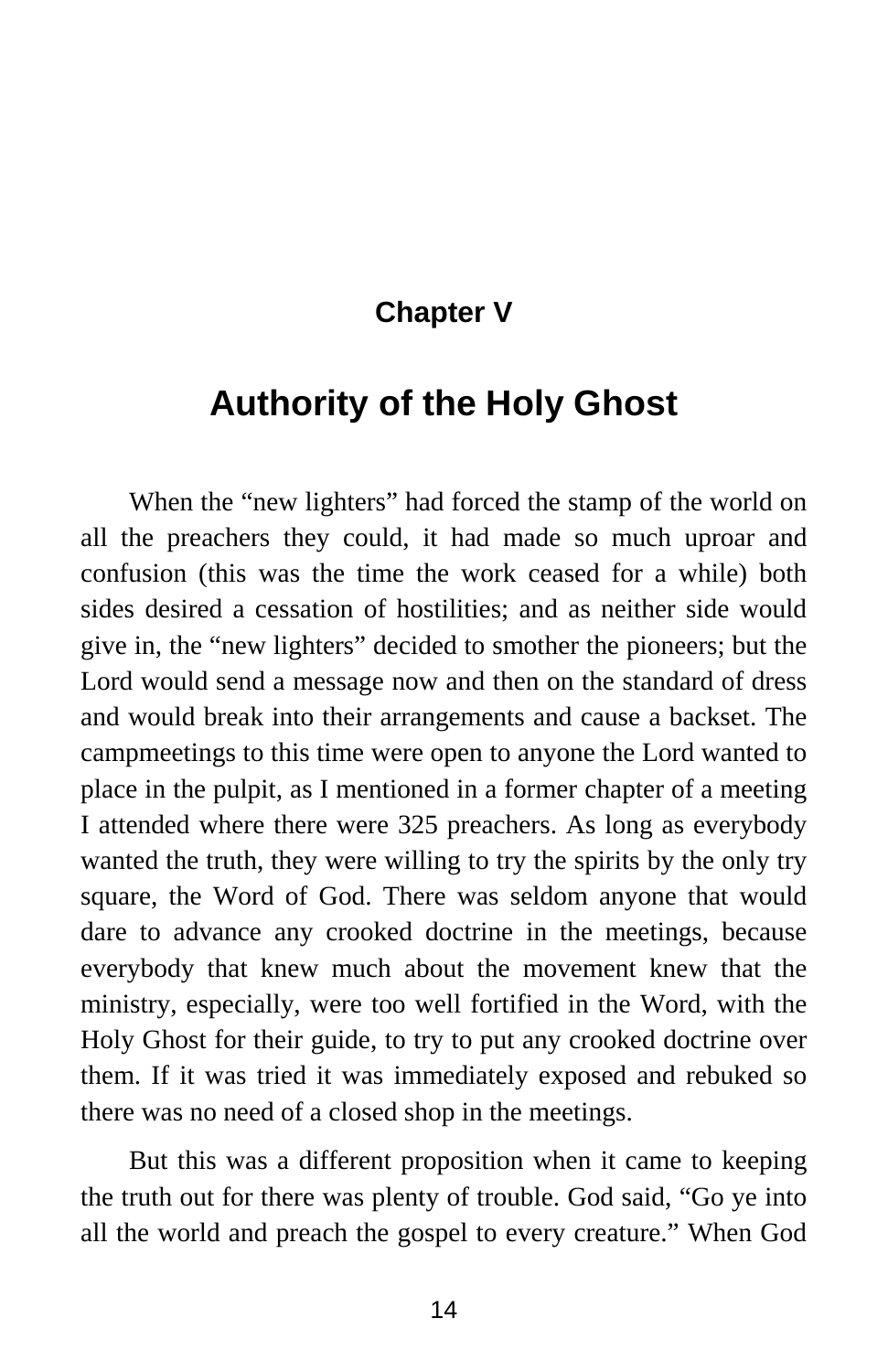## Chapter V

# Authority of the Holy Ghost

When the "new lighters" had forced the stamp of the world on all the preachers they could, it had made so much uproar and confusion (this was the time the work ceased for a while) both sides desired a cessation of hostilities; and as neither side would give in, the "new lighters" decided to smother the pioneers; but the Lord would send a message now and then on the standard of dress and would break into their arrangements and cause a backset. The campmeetings to this time were open to anyone the Lord wanted to place in the pulpit, as I mentioned in a former chapter of a meeting I attended where there were 325 preachers. As long as everybody wanted the truth, they were willing to try the spirits by the only try square, the Word of God. There was seldom anyone that would dare to advance any crooked doctrine in the meetings, because everybody that knew much about the movement knew that the ministry, especially, were too well fortified in the Word, with the Holy Ghost for their guide, to try to put any crooked doctrine over them. If it was tried it was immediately exposed and rebuked so there was no need of a closed shop in the meetings.

But this was a different proposition when it came to keeping the truth out for there was plenty of trouble. God said, "Go ye into all the world and preach the gospel to every creature." When God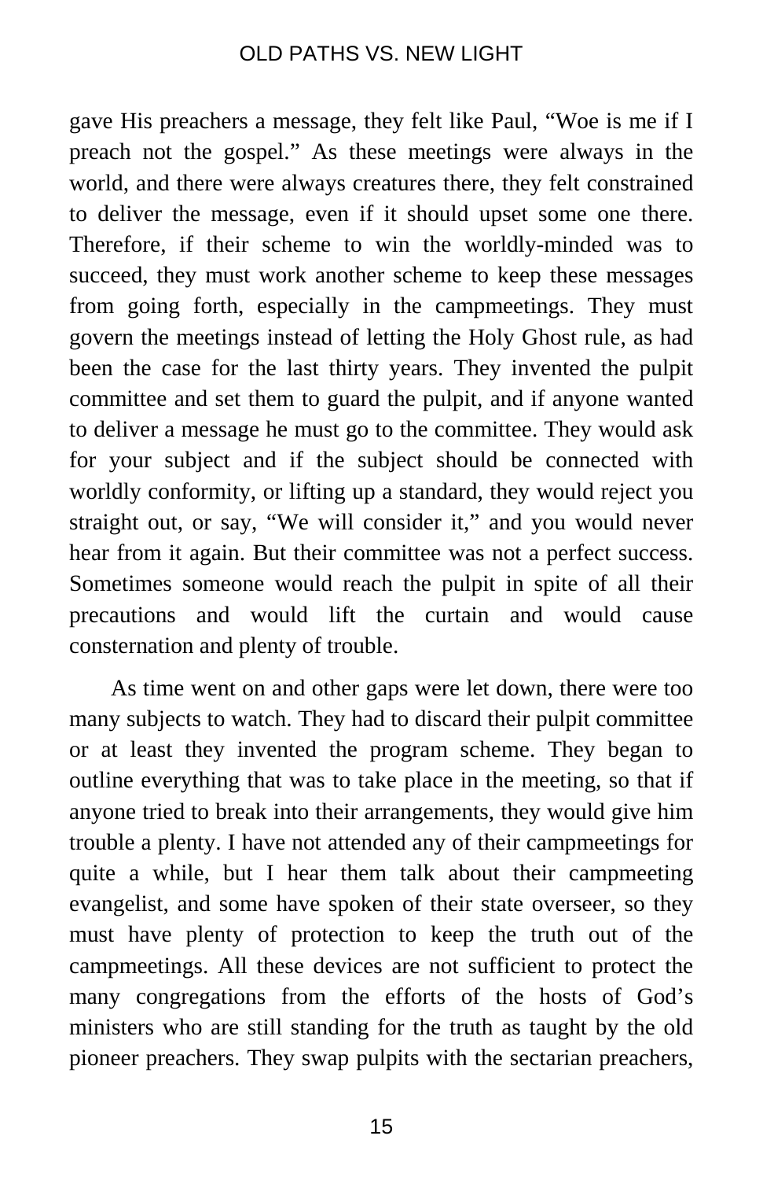gave His preachers a message, they felt like Paul, “Woe is me if I preach not the gospel.” As these meetings were always in the world, and there were always creatures there, they felt constrained to deliver the message, even if it should upset some one there. Therefore, if their scheme to win the worldly-minded was to succeed, they must work another scheme to keep these messages from going forth, especially in the campmeetings. They must govern the meetings instead of letting the Holy Ghost rule, as had been the case for the last thirty years. They invented the pulpit committee and set them to guard the pulpit, and if anyone wanted to deliver a message he must go to the committee. They would ask for your subject and if the subject should be connected with worldly conformity, or lifting up a standard, they would reject you straight out, or say, “We will consider it,” and you would never hear from it again. But their committee was not a perfect success. Sometimes someone would reach the pulpit in spite of all their precautions and would lift the curtain and would cause consternation and plenty of trouble.

As time went on and other gaps were let down, there were too many subjects to watch. They had to discard their pulpit committee or at least they invented the program scheme. They began to outline everything that was to take place in the meeting, so that if anyone tried to break into their arrangements, they would give him trouble a plenty. I have not attended any of their campmeetings for quite a while, but I hear them talk about their campmeeting evangelist, and some have spoken of their state overseer, so they must have plenty of protection to keep the truth out of the campmeetings. All these devices are not sufficient to protect the many congregations from the efforts of the hosts of God’s ministers who are still standing for the truth as taught by the old pioneer preachers. They swap pulpits with the sectarian preachers,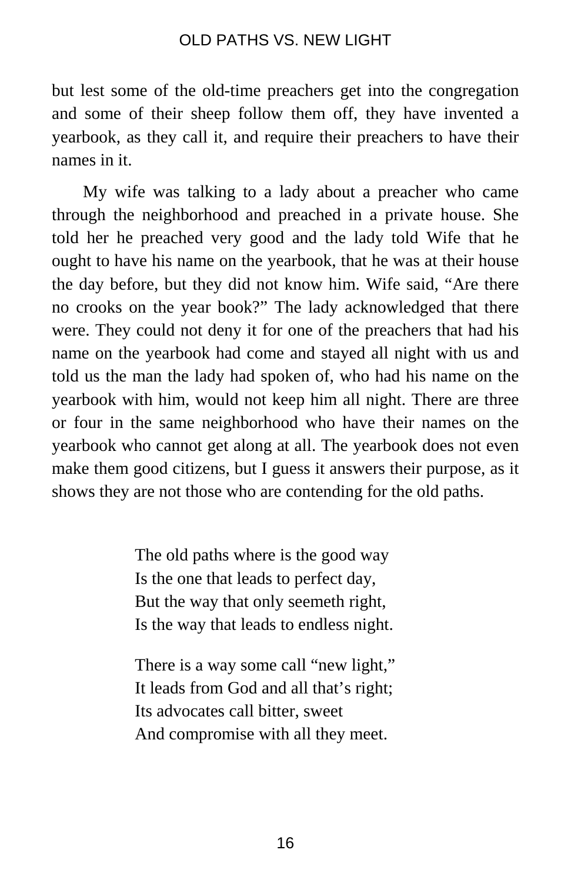but lest some of the old-time preachers get into the congregation and some of their sheep follow them off, they have invented a yearbook, as they call it, and require their preachers to have their names in it.

My wife was talking to a lady about a preacher who came through the neighborhood and preached in a private house. She told her he preached very good and the lady told Wife that he ought to have his name on the yearbook, that he was at their house the day before, but they did not know him. Wife said, “Are there no crooks on the year book?” The lady acknowledged that there were. They could not deny it for one of the preachers that had his name on the yearbook had come and stayed all night with us and told us the man the lady had spoken of, who had his name on the yearbook with him, would not keep him all night. There are three or four in the same neighborhood who have their names on the yearbook who cannot get along at all. The yearbook does not even make them good citizens, but I guess it answers their purpose, as it shows they are not those who are contending for the old paths.

> The old paths where is the good way
> Is the one that leads to perfect day,
> But the way that only seemeth right,
> Is the way that leads to endless night.
>
> There is a way some call “new light,”
> It leads from God and all that’s right;
> Its advocates call bitter, sweet
> And compromise with all they meet.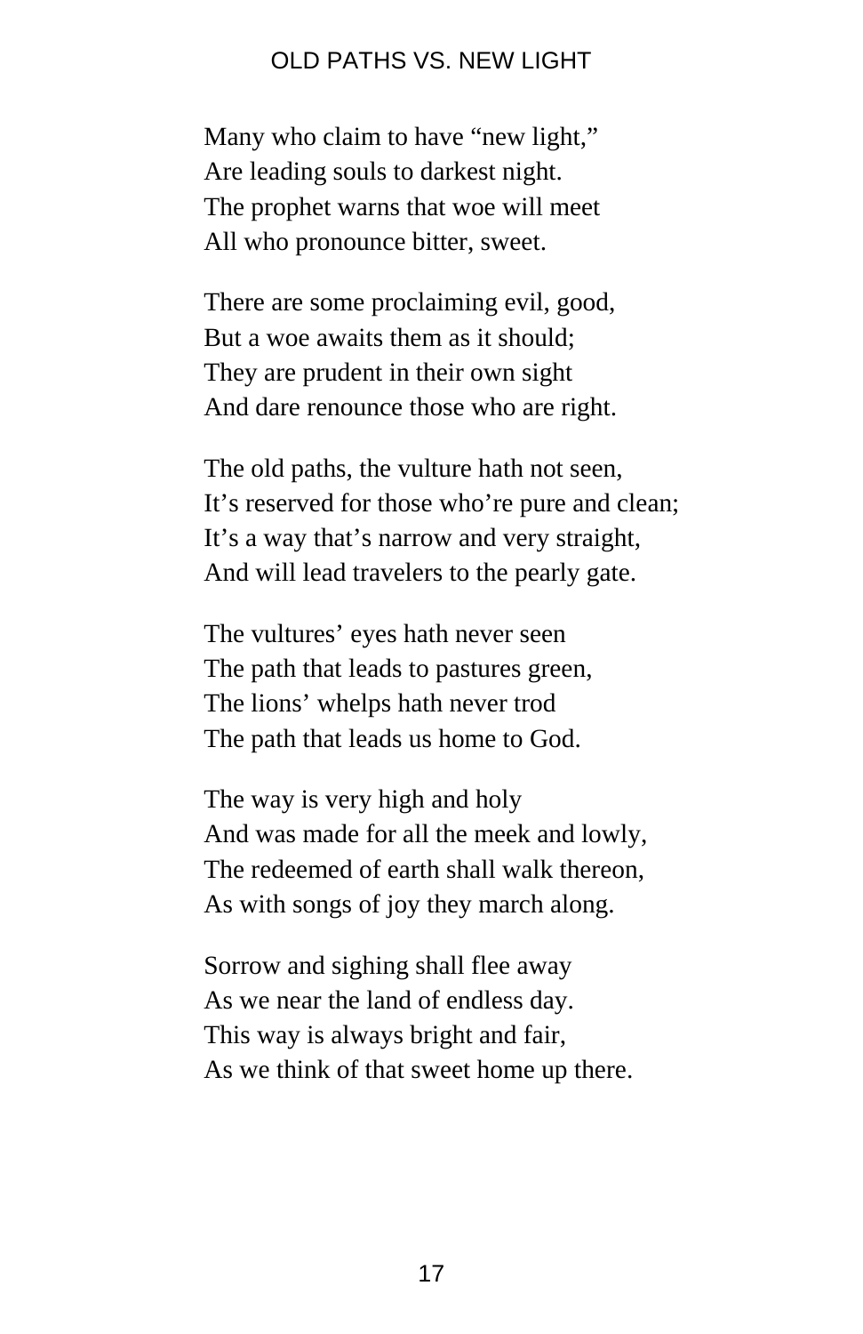## OLD PATHS VS. NEW LIGHT

Many who claim to have “new light,”  
Are leading souls to darkest night.  
The prophet warns that woe will meet  
All who pronounce bitter, sweet.

There are some proclaiming evil, good,  
But a woe awaits them as it should;  
They are prudent in their own sight  
And dare renounce those who are right.

The old paths, the vulture hath not seen,  
It’s reserved for those who’re pure and clean;  
It’s a way that’s narrow and very straight,  
And will lead travelers to the pearly gate.

The vultures’ eyes hath never seen  
The path that leads to pastures green,  
The lions’ whelps hath never trod  
The path that leads us home to God.

The way is very high and holy  
And was made for all the meek and lowly,  
The redeemed of earth shall walk thereon,  
As with songs of joy they march along.

Sorrow and sighing shall flee away  
As we near the land of endless day.  
This way is always bright and fair,  
As we think of that sweet home up there.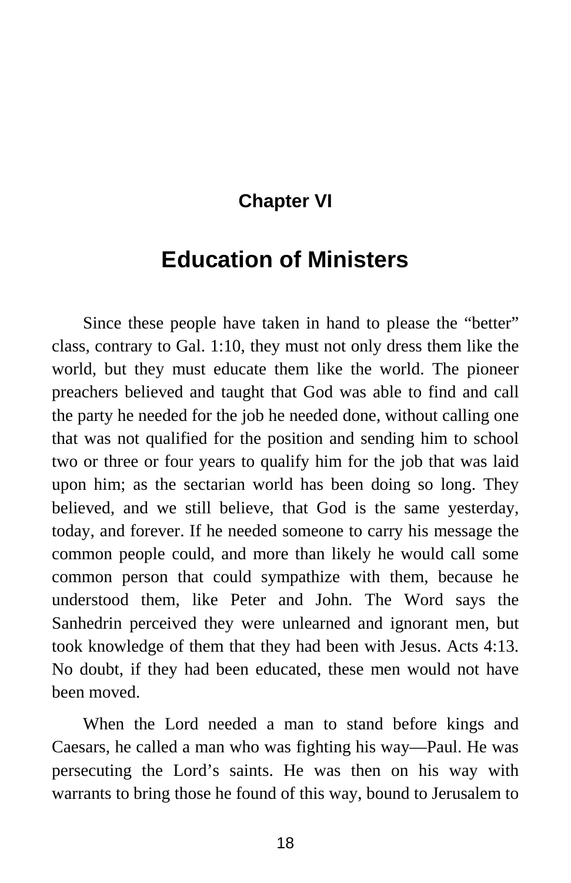## Chapter VI

# Education of Ministers

Since these people have taken in hand to please the “better” class, contrary to Gal. 1:10, they must not only dress them like the world, but they must educate them like the world. The pioneer preachers believed and taught that God was able to find and call the party he needed for the job he needed done, without calling one that was not qualified for the position and sending him to school two or three or four years to qualify him for the job that was laid upon him; as the sectarian world has been doing so long. They believed, and we still believe, that God is the same yesterday, today, and forever. If he needed someone to carry his message the common people could, and more than likely he would call some common person that could sympathize with them, because he understood them, like Peter and John. The Word says the Sanhedrin perceived they were unlearned and ignorant men, but took knowledge of them that they had been with Jesus. Acts 4:13. No doubt, if they had been educated, these men would not have been moved.

When the Lord needed a man to stand before kings and Caesars, he called a man who was fighting his way—Paul. He was persecuting the Lord’s saints. He was then on his way with warrants to bring those he found of this way, bound to Jerusalem to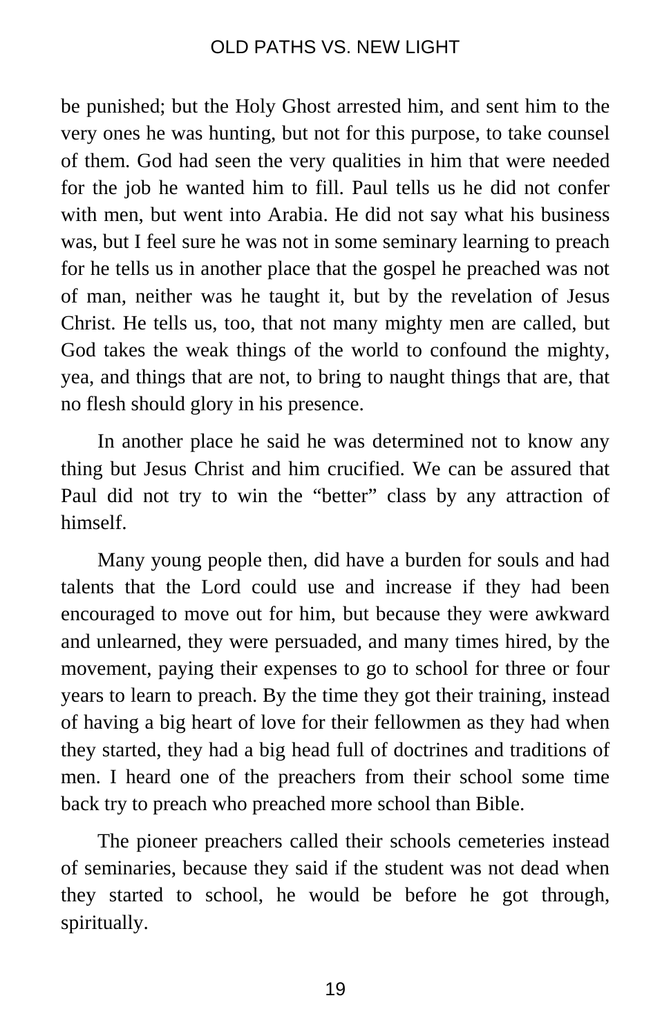be punished; but the Holy Ghost arrested him, and sent him to the very ones he was hunting, but not for this purpose, to take counsel of them. God had seen the very qualities in him that were needed for the job he wanted him to fill. Paul tells us he did not confer with men, but went into Arabia. He did not say what his business was, but I feel sure he was not in some seminary learning to preach for he tells us in another place that the gospel he preached was not of man, neither was he taught it, but by the revelation of Jesus Christ. He tells us, too, that not many mighty men are called, but God takes the weak things of the world to confound the mighty, yea, and things that are not, to bring to naught things that are, that no flesh should glory in his presence.

In another place he said he was determined not to know any thing but Jesus Christ and him crucified. We can be assured that Paul did not try to win the "better" class by any attraction of himself.

Many young people then, did have a burden for souls and had talents that the Lord could use and increase if they had been encouraged to move out for him, but because they were awkward and unlearned, they were persuaded, and many times hired, by the movement, paying their expenses to go to school for three or four years to learn to preach. By the time they got their training, instead of having a big heart of love for their fellowmen as they had when they started, they had a big head full of doctrines and traditions of men. I heard one of the preachers from their school some time back try to preach who preached more school than Bible.

The pioneer preachers called their schools cemeteries instead of seminaries, because they said if the student was not dead when they started to school, he would be before he got through, spiritually.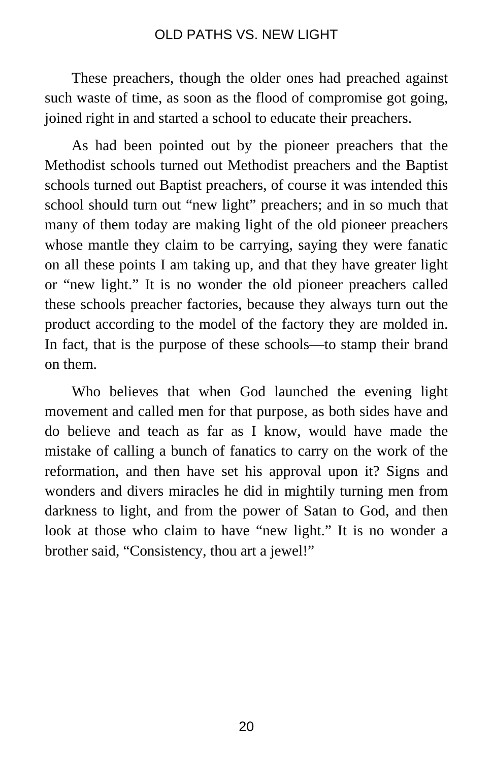These preachers, though the older ones had preached against such waste of time, as soon as the flood of compromise got going, joined right in and started a school to educate their preachers.

As had been pointed out by the pioneer preachers that the Methodist schools turned out Methodist preachers and the Baptist schools turned out Baptist preachers, of course it was intended this school should turn out "new light" preachers; and in so much that many of them today are making light of the old pioneer preachers whose mantle they claim to be carrying, saying they were fanatic on all these points I am taking up, and that they have greater light or "new light." It is no wonder the old pioneer preachers called these schools preacher factories, because they always turn out the product according to the model of the factory they are molded in. In fact, that is the purpose of these schools—to stamp their brand on them.

Who believes that when God launched the evening light movement and called men for that purpose, as both sides have and do believe and teach as far as I know, would have made the mistake of calling a bunch of fanatics to carry on the work of the reformation, and then have set his approval upon it? Signs and wonders and divers miracles he did in mightily turning men from darkness to light, and from the power of Satan to God, and then look at those who claim to have "new light." It is no wonder a brother said, "Consistency, thou art a jewel!"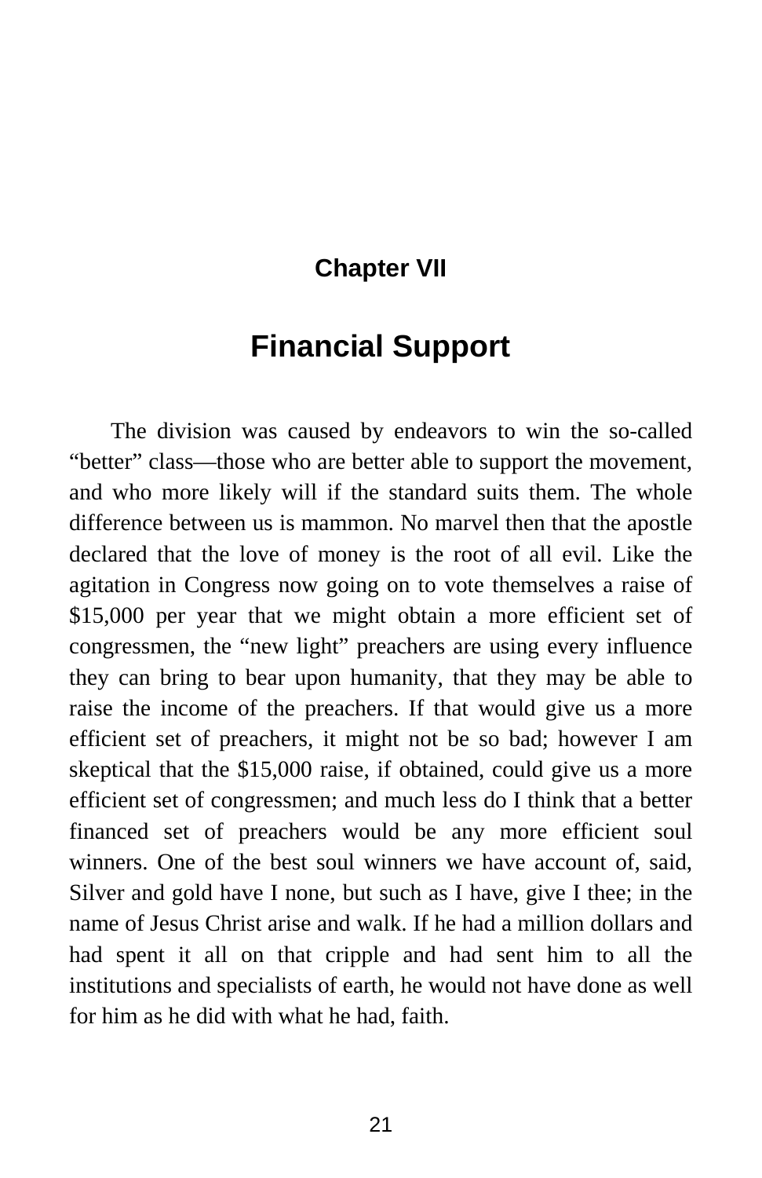## Chapter VII

# Financial Support

The division was caused by endeavors to win the so-called "better" class—those who are better able to support the movement, and who more likely will if the standard suits them. The whole difference between us is mammon. No marvel then that the apostle declared that the love of money is the root of all evil. Like the agitation in Congress now going on to vote themselves a raise of $15,000 per year that we might obtain a more efficient set of congressmen, the "new light" preachers are using every influence they can bring to bear upon humanity, that they may be able to raise the income of the preachers. If that would give us a more efficient set of preachers, it might not be so bad; however I am skeptical that the $15,000 raise, if obtained, could give us a more efficient set of congressmen; and much less do I think that a better financed set of preachers would be any more efficient soul winners. One of the best soul winners we have account of, said, Silver and gold have I none, but such as I have, give I thee; in the name of Jesus Christ arise and walk. If he had a million dollars and had spent it all on that cripple and had sent him to all the institutions and specialists of earth, he would not have done as well for him as he did with what he had, faith.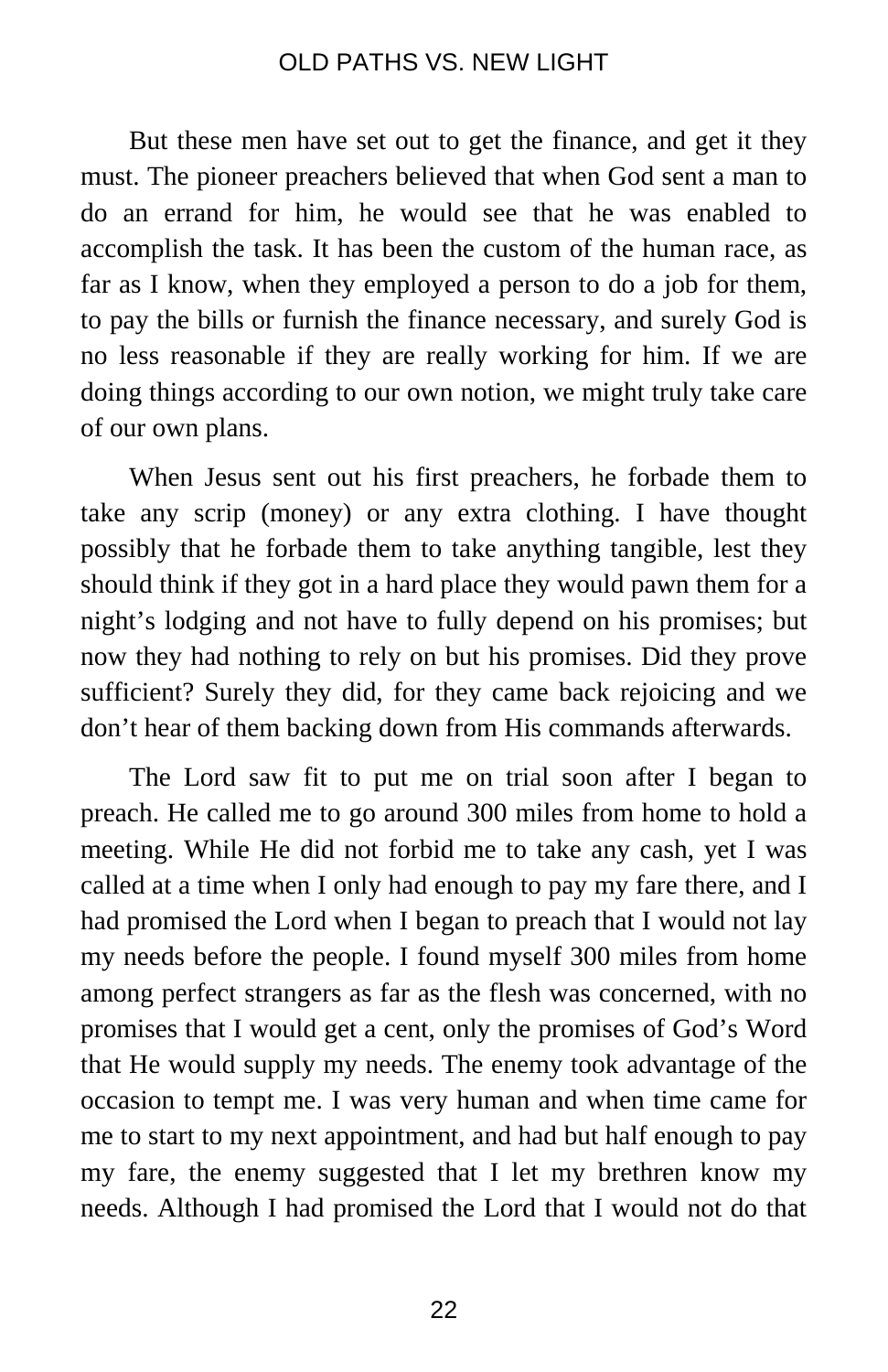But these men have set out to get the finance, and get it they must. The pioneer preachers believed that when God sent a man to do an errand for him, he would see that he was enabled to accomplish the task. It has been the custom of the human race, as far as I know, when they employed a person to do a job for them, to pay the bills or furnish the finance necessary, and surely God is no less reasonable if they are really working for him. If we are doing things according to our own notion, we might truly take care of our own plans.

When Jesus sent out his first preachers, he forbade them to take any scrip (money) or any extra clothing. I have thought possibly that he forbade them to take anything tangible, lest they should think if they got in a hard place they would pawn them for a night's lodging and not have to fully depend on his promises; but now they had nothing to rely on but his promises. Did they prove sufficient? Surely they did, for they came back rejoicing and we don't hear of them backing down from His commands afterwards.

The Lord saw fit to put me on trial soon after I began to preach. He called me to go around 300 miles from home to hold a meeting. While He did not forbid me to take any cash, yet I was called at a time when I only had enough to pay my fare there, and I had promised the Lord when I began to preach that I would not lay my needs before the people. I found myself 300 miles from home among perfect strangers as far as the flesh was concerned, with no promises that I would get a cent, only the promises of God's Word that He would supply my needs. The enemy took advantage of the occasion to tempt me. I was very human and when time came for me to start to my next appointment, and had but half enough to pay my fare, the enemy suggested that I let my brethren know my needs. Although I had promised the Lord that I would not do that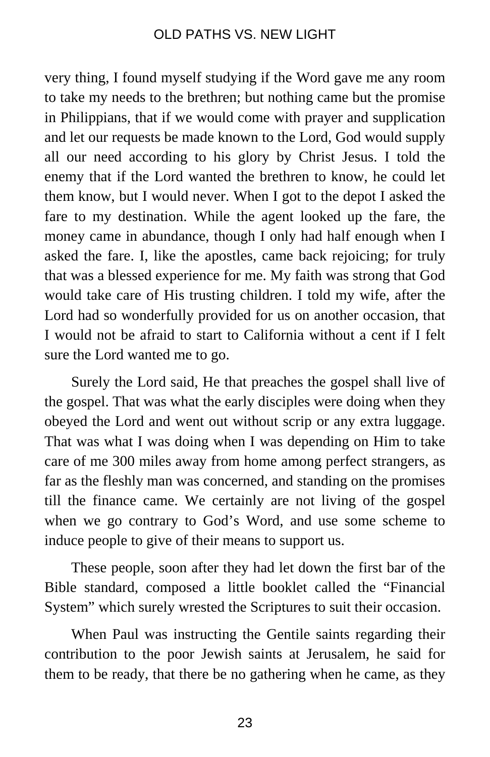very thing, I found myself studying if the Word gave me any room to take my needs to the brethren; but nothing came but the promise in Philippians, that if we would come with prayer and supplication and let our requests be made known to the Lord, God would supply all our need according to his glory by Christ Jesus. I told the enemy that if the Lord wanted the brethren to know, he could let them know, but I would never. When I got to the depot I asked the fare to my destination. While the agent looked up the fare, the money came in abundance, though I only had half enough when I asked the fare. I, like the apostles, came back rejoicing; for truly that was a blessed experience for me. My faith was strong that God would take care of His trusting children. I told my wife, after the Lord had so wonderfully provided for us on another occasion, that I would not be afraid to start to California without a cent if I felt sure the Lord wanted me to go.

Surely the Lord said, He that preaches the gospel shall live of the gospel. That was what the early disciples were doing when they obeyed the Lord and went out without scrip or any extra luggage. That was what I was doing when I was depending on Him to take care of me 300 miles away from home among perfect strangers, as far as the fleshly man was concerned, and standing on the promises till the finance came. We certainly are not living of the gospel when we go contrary to God's Word, and use some scheme to induce people to give of their means to support us.

These people, soon after they had let down the first bar of the Bible standard, composed a little booklet called the "Financial System" which surely wrested the Scriptures to suit their occasion.

When Paul was instructing the Gentile saints regarding their contribution to the poor Jewish saints at Jerusalem, he said for them to be ready, that there be no gathering when he came, as they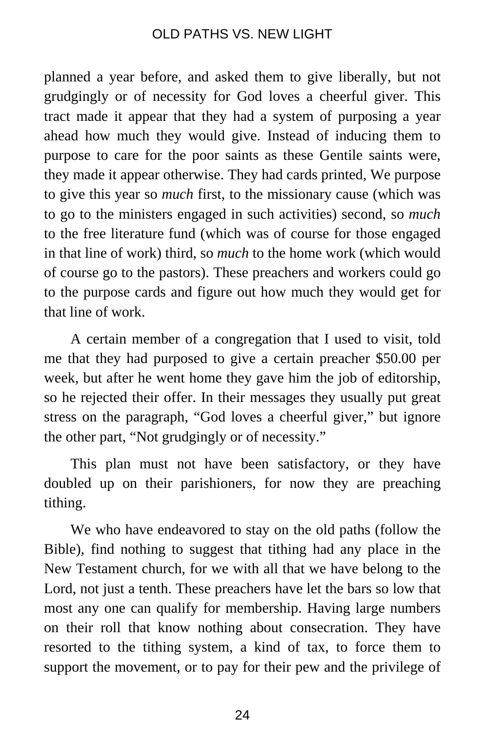planned a year before, and asked them to give liberally, but not grudgingly or of necessity for God loves a cheerful giver. This tract made it appear that they had a system of purposing a year ahead how much they would give. Instead of inducing them to purpose to care for the poor saints as these Gentile saints were, they made it appear otherwise. They had cards printed, We purpose to give this year so *much* first, to the missionary cause (which was to go to the ministers engaged in such activities) second, so *much* to the free literature fund (which was of course for those engaged in that line of work) third, so *much* to the home work (which would of course go to the pastors). These preachers and workers could go to the purpose cards and figure out how much they would get for that line of work.

A certain member of a congregation that I used to visit, told me that they had purposed to give a certain preacher $50.00 per week, but after he went home they gave him the job of editorship, so he rejected their offer. In their messages they usually put great stress on the paragraph, “God loves a cheerful giver,” but ignore the other part, “Not grudgingly or of necessity.”

This plan must not have been satisfactory, or they have doubled up on their parishioners, for now they are preaching tithing.

We who have endeavored to stay on the old paths (follow the Bible), find nothing to suggest that tithing had any place in the New Testament church, for we with all that we have belong to the Lord, not just a tenth. These preachers have let the bars so low that most any one can qualify for membership. Having large numbers on their roll that know nothing about consecration. They have resorted to the tithing system, a kind of tax, to force them to support the movement, or to pay for their pew and the privilege of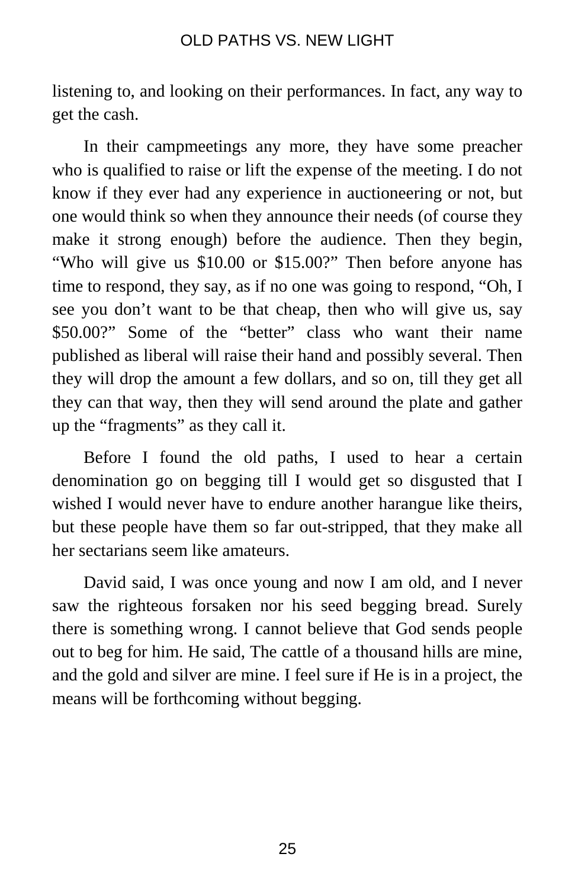listening to, and looking on their performances. In fact, any way to get the cash.

In their campmeetings any more, they have some preacher who is qualified to raise or lift the expense of the meeting. I do not know if they ever had any experience in auctioneering or not, but one would think so when they announce their needs (of course they make it strong enough) before the audience. Then they begin, “Who will give us $10.00 or $15.00?” Then before anyone has time to respond, they say, as if no one was going to respond, “Oh, I see you don’t want to be that cheap, then who will give us, say $50.00?” Some of the “better” class who want their name published as liberal will raise their hand and possibly several. Then they will drop the amount a few dollars, and so on, till they get all they can that way, then they will send around the plate and gather up the “fragments” as they call it.

Before I found the old paths, I used to hear a certain denomination go on begging till I would get so disgusted that I wished I would never have to endure another harangue like theirs, but these people have them so far out-stripped, that they make all her sectarians seem like amateurs.

David said, I was once young and now I am old, and I never saw the righteous forsaken nor his seed begging bread. Surely there is something wrong. I cannot believe that God sends people out to beg for him. He said, The cattle of a thousand hills are mine, and the gold and silver are mine. I feel sure if He is in a project, the means will be forthcoming without begging.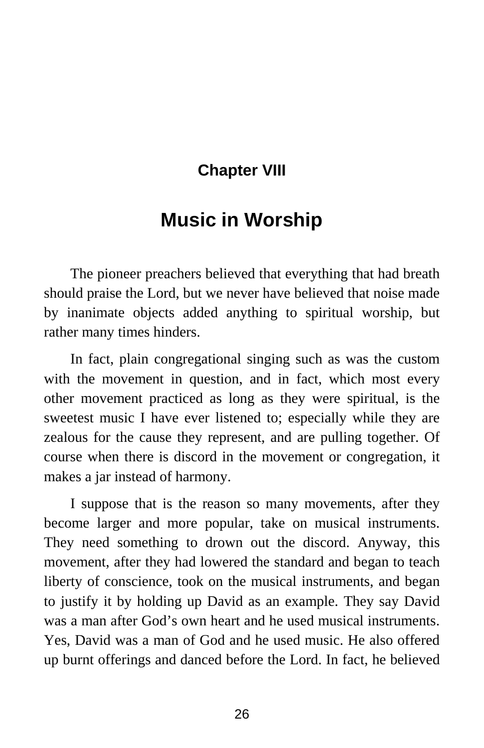## Chapter VIII

# Music in Worship

The pioneer preachers believed that everything that had breath should praise the Lord, but we never have believed that noise made by inanimate objects added anything to spiritual worship, but rather many times hinders.

In fact, plain congregational singing such as was the custom with the movement in question, and in fact, which most every other movement practiced as long as they were spiritual, is the sweetest music I have ever listened to; especially while they are zealous for the cause they represent, and are pulling together. Of course when there is discord in the movement or congregation, it makes a jar instead of harmony.

I suppose that is the reason so many movements, after they become larger and more popular, take on musical instruments. They need something to drown out the discord. Anyway, this movement, after they had lowered the standard and began to teach liberty of conscience, took on the musical instruments, and began to justify it by holding up David as an example. They say David was a man after God's own heart and he used musical instruments. Yes, David was a man of God and he used music. He also offered up burnt offerings and danced before the Lord. In fact, he believed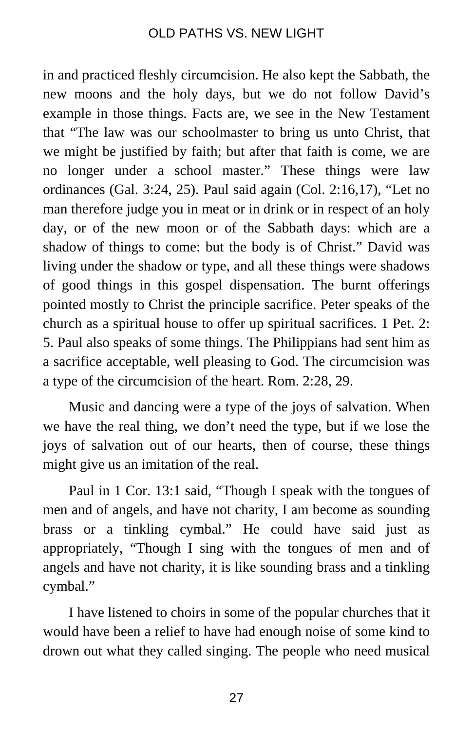in and practiced fleshly circumcision. He also kept the Sabbath, the new moons and the holy days, but we do not follow David's example in those things. Facts are, we see in the New Testament that "The law was our schoolmaster to bring us unto Christ, that we might be justified by faith; but after that faith is come, we are no longer under a school master." These things were law ordinances (Gal. 3:24, 25). Paul said again (Col. 2:16,17), "Let no man therefore judge you in meat or in drink or in respect of an holy day, or of the new moon or of the Sabbath days: which are a shadow of things to come: but the body is of Christ." David was living under the shadow or type, and all these things were shadows of good things in this gospel dispensation. The burnt offerings pointed mostly to Christ the principle sacrifice. Peter speaks of the church as a spiritual house to offer up spiritual sacrifices. 1 Pet. 2: 5. Paul also speaks of some things. The Philippians had sent him as a sacrifice acceptable, well pleasing to God. The circumcision was a type of the circumcision of the heart. Rom. 2:28, 29.

Music and dancing were a type of the joys of salvation. When we have the real thing, we don't need the type, but if we lose the joys of salvation out of our hearts, then of course, these things might give us an imitation of the real.

Paul in 1 Cor. 13:1 said, "Though I speak with the tongues of men and of angels, and have not charity, I am become as sounding brass or a tinkling cymbal." He could have said just as appropriately, "Though I sing with the tongues of men and of angels and have not charity, it is like sounding brass and a tinkling cymbal."

I have listened to choirs in some of the popular churches that it would have been a relief to have had enough noise of some kind to drown out what they called singing. The people who need musical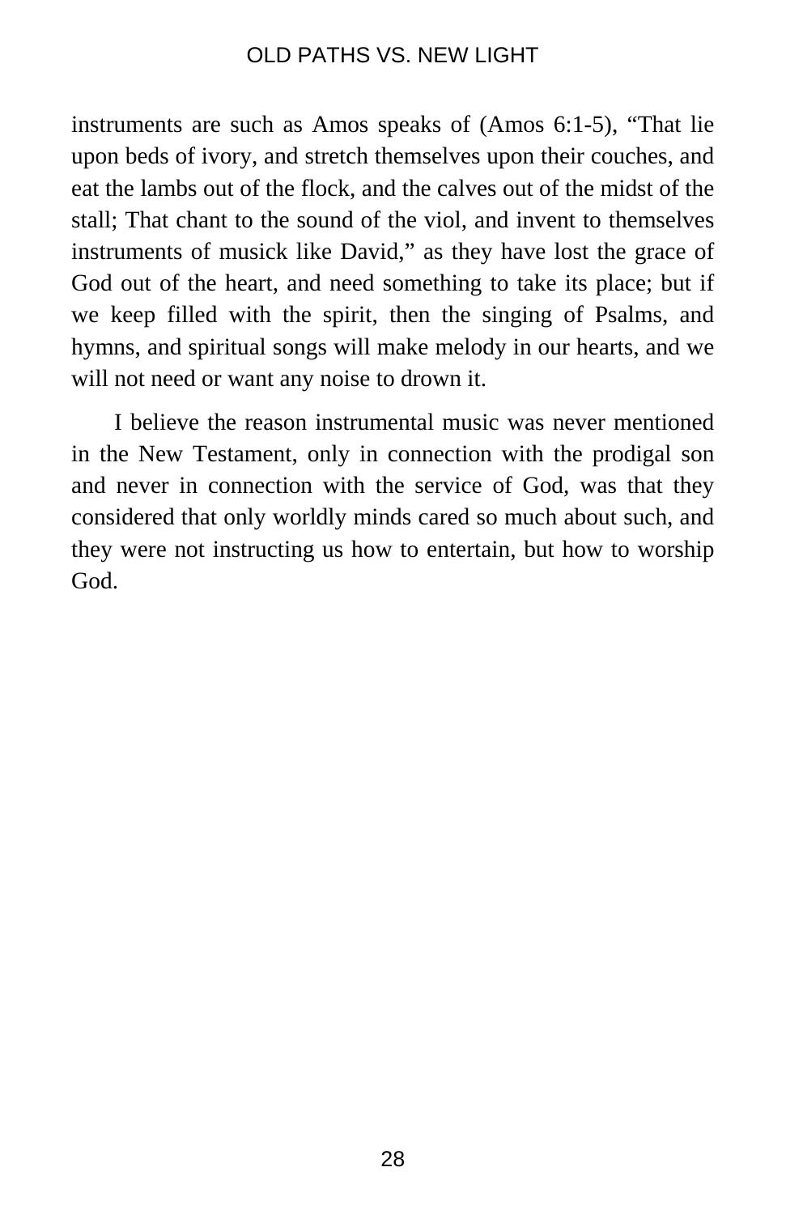instruments are such as Amos speaks of (Amos 6:1-5), “That lie upon beds of ivory, and stretch themselves upon their couches, and eat the lambs out of the flock, and the calves out of the midst of the stall; That chant to the sound of the viol, and invent to themselves instruments of musick like David,” as they have lost the grace of God out of the heart, and need something to take its place; but if we keep filled with the spirit, then the singing of Psalms, and hymns, and spiritual songs will make melody in our hearts, and we will not need or want any noise to drown it.

I believe the reason instrumental music was never mentioned in the New Testament, only in connection with the prodigal son and never in connection with the service of God, was that they considered that only worldly minds cared so much about such, and they were not instructing us how to entertain, but how to worship God.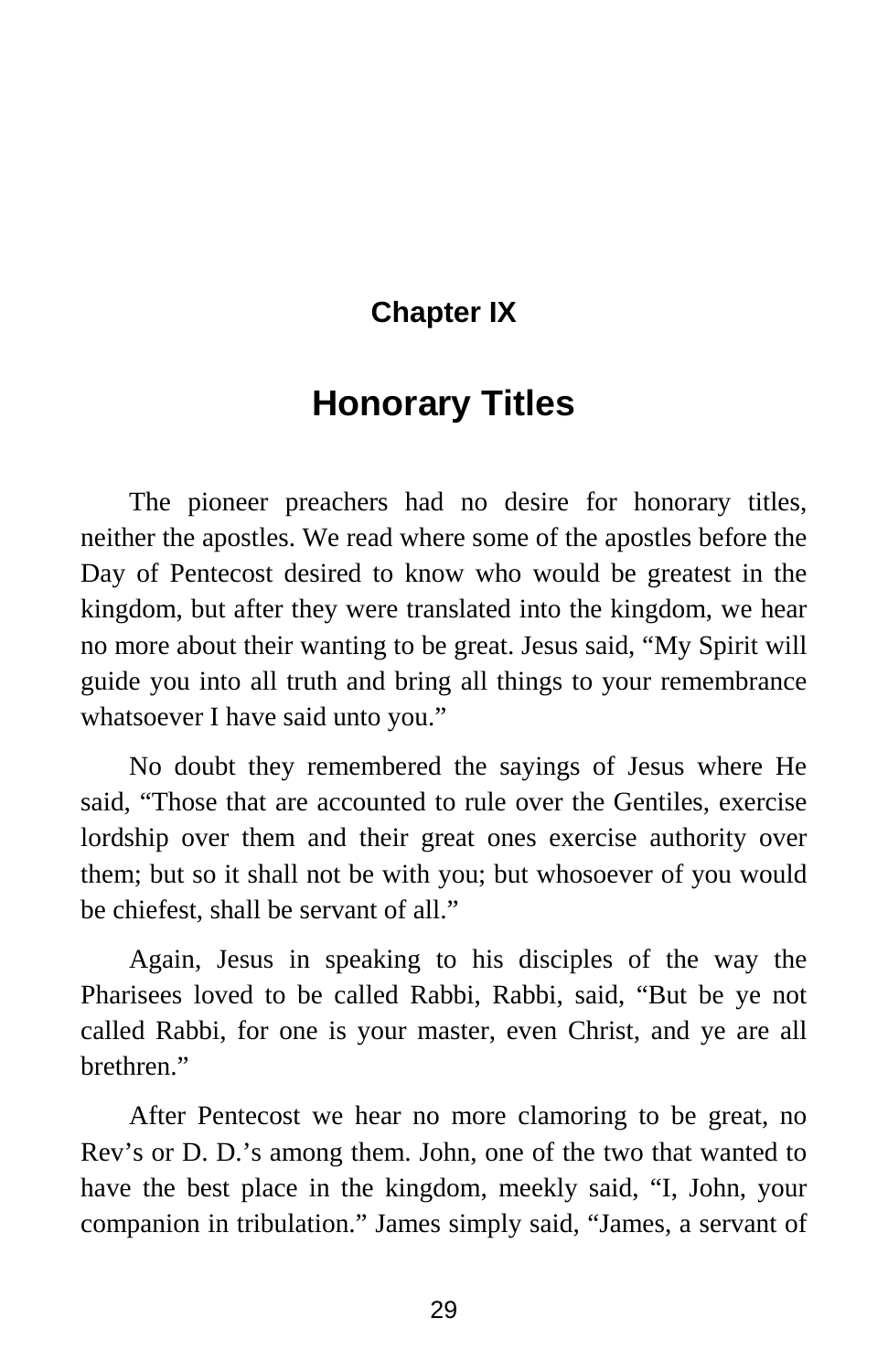# Chapter IX

# Honorary Titles

The pioneer preachers had no desire for honorary titles, neither the apostles. We read where some of the apostles before the Day of Pentecost desired to know who would be greatest in the kingdom, but after they were translated into the kingdom, we hear no more about their wanting to be great. Jesus said, “My Spirit will guide you into all truth and bring all things to your remembrance whatsoever I have said unto you.”

No doubt they remembered the sayings of Jesus where He said, “Those that are accounted to rule over the Gentiles, exercise lordship over them and their great ones exercise authority over them; but so it shall not be with you; but whosoever of you would be chiefest, shall be servant of all.”

Again, Jesus in speaking to his disciples of the way the Pharisees loved to be called Rabbi, Rabbi, said, “But be ye not called Rabbi, for one is your master, even Christ, and ye are all brethren.”

After Pentecost we hear no more clamoring to be great, no Rev’s or D. D.’s among them. John, one of the two that wanted to have the best place in the kingdom, meekly said, “I, John, your companion in tribulation.” James simply said, “James, a servant of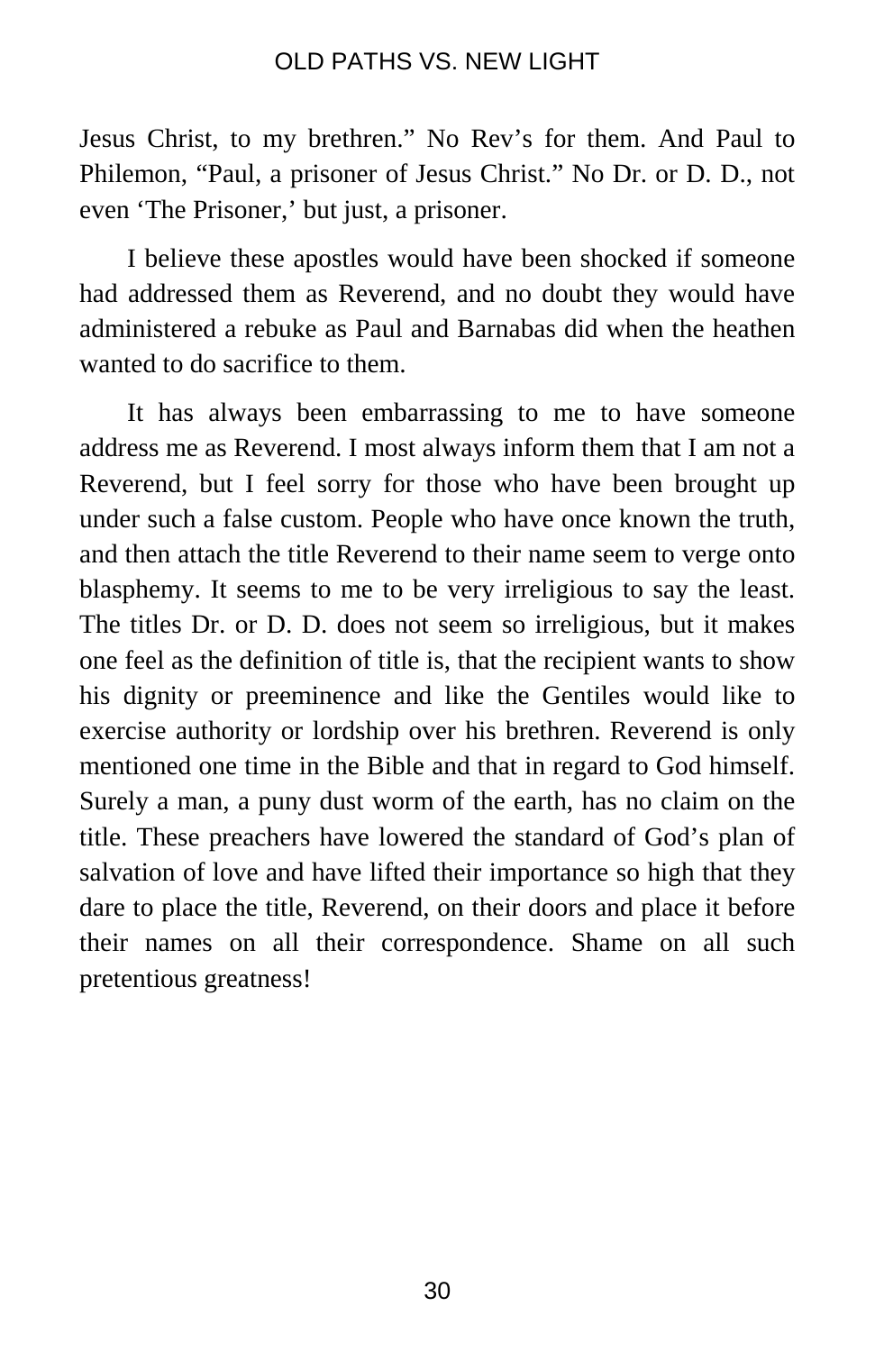Jesus Christ, to my brethren." No Rev's for them. And Paul to Philemon, "Paul, a prisoner of Jesus Christ." No Dr. or D. D., not even 'The Prisoner,' but just, a prisoner.

I believe these apostles would have been shocked if someone had addressed them as Reverend, and no doubt they would have administered a rebuke as Paul and Barnabas did when the heathen wanted to do sacrifice to them.

It has always been embarrassing to me to have someone address me as Reverend. I most always inform them that I am not a Reverend, but I feel sorry for those who have been brought up under such a false custom. People who have once known the truth, and then attach the title Reverend to their name seem to verge onto blasphemy. It seems to me to be very irreligious to say the least. The titles Dr. or D. D. does not seem so irreligious, but it makes one feel as the definition of title is, that the recipient wants to show his dignity or preeminence and like the Gentiles would like to exercise authority or lordship over his brethren. Reverend is only mentioned one time in the Bible and that in regard to God himself. Surely a man, a puny dust worm of the earth, has no claim on the title. These preachers have lowered the standard of God's plan of salvation of love and have lifted their importance so high that they dare to place the title, Reverend, on their doors and place it before their names on all their correspondence. Shame on all such pretentious greatness!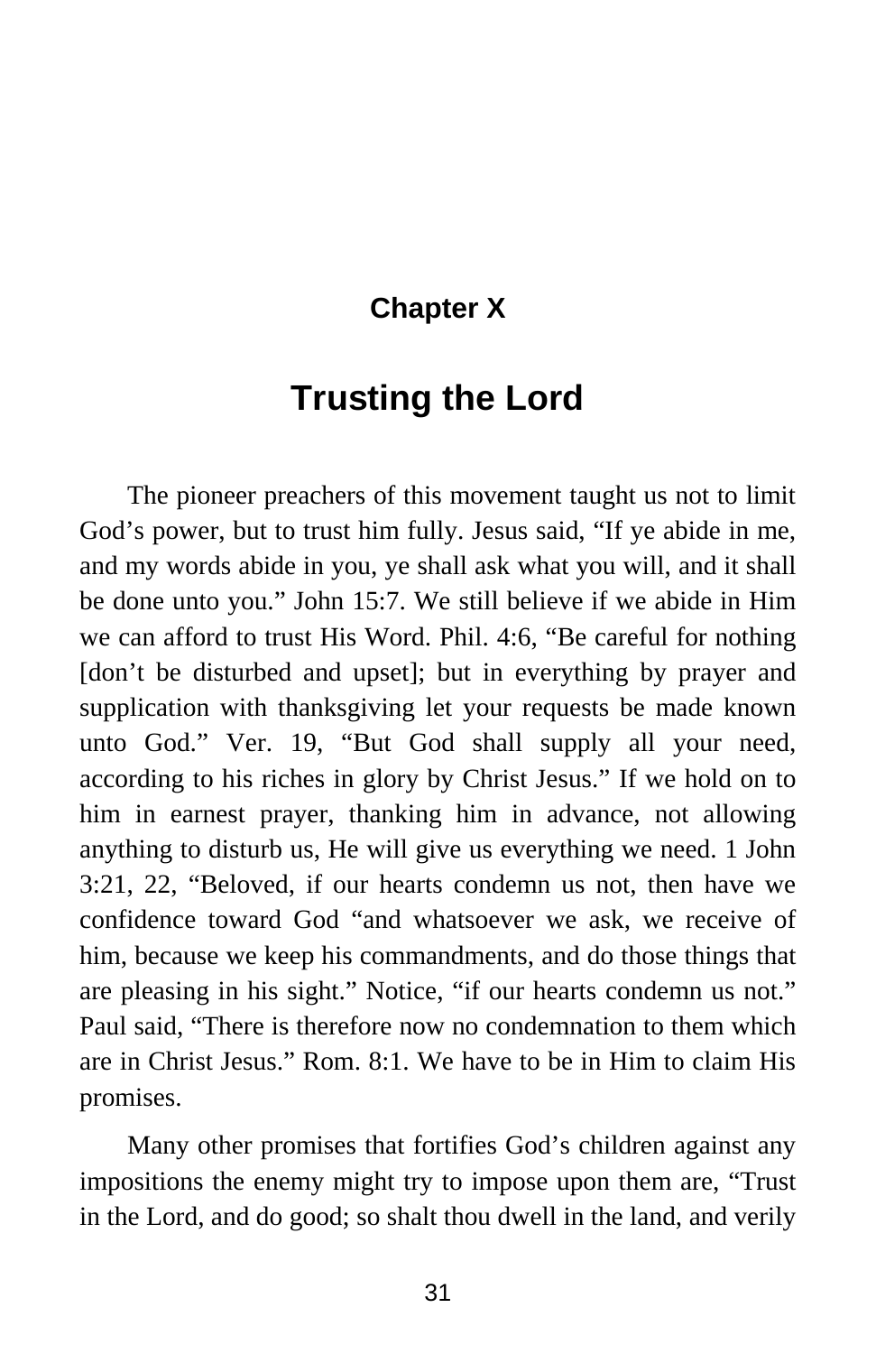## Chapter X

# Trusting the Lord

The pioneer preachers of this movement taught us not to limit God's power, but to trust him fully. Jesus said, "If ye abide in me, and my words abide in you, ye shall ask what you will, and it shall be done unto you." John 15:7. We still believe if we abide in Him we can afford to trust His Word. Phil. 4:6, "Be careful for nothing [don't be disturbed and upset]; but in everything by prayer and supplication with thanksgiving let your requests be made known unto God." Ver. 19, "But God shall supply all your need, according to his riches in glory by Christ Jesus." If we hold on to him in earnest prayer, thanking him in advance, not allowing anything to disturb us, He will give us everything we need. 1 John 3:21, 22, "Beloved, if our hearts condemn us not, then have we confidence toward God "and whatsoever we ask, we receive of him, because we keep his commandments, and do those things that are pleasing in his sight." Notice, "if our hearts condemn us not." Paul said, "There is therefore now no condemnation to them which are in Christ Jesus." Rom. 8:1. We have to be in Him to claim His promises.

Many other promises that fortifies God's children against any impositions the enemy might try to impose upon them are, "Trust in the Lord, and do good; so shalt thou dwell in the land, and verily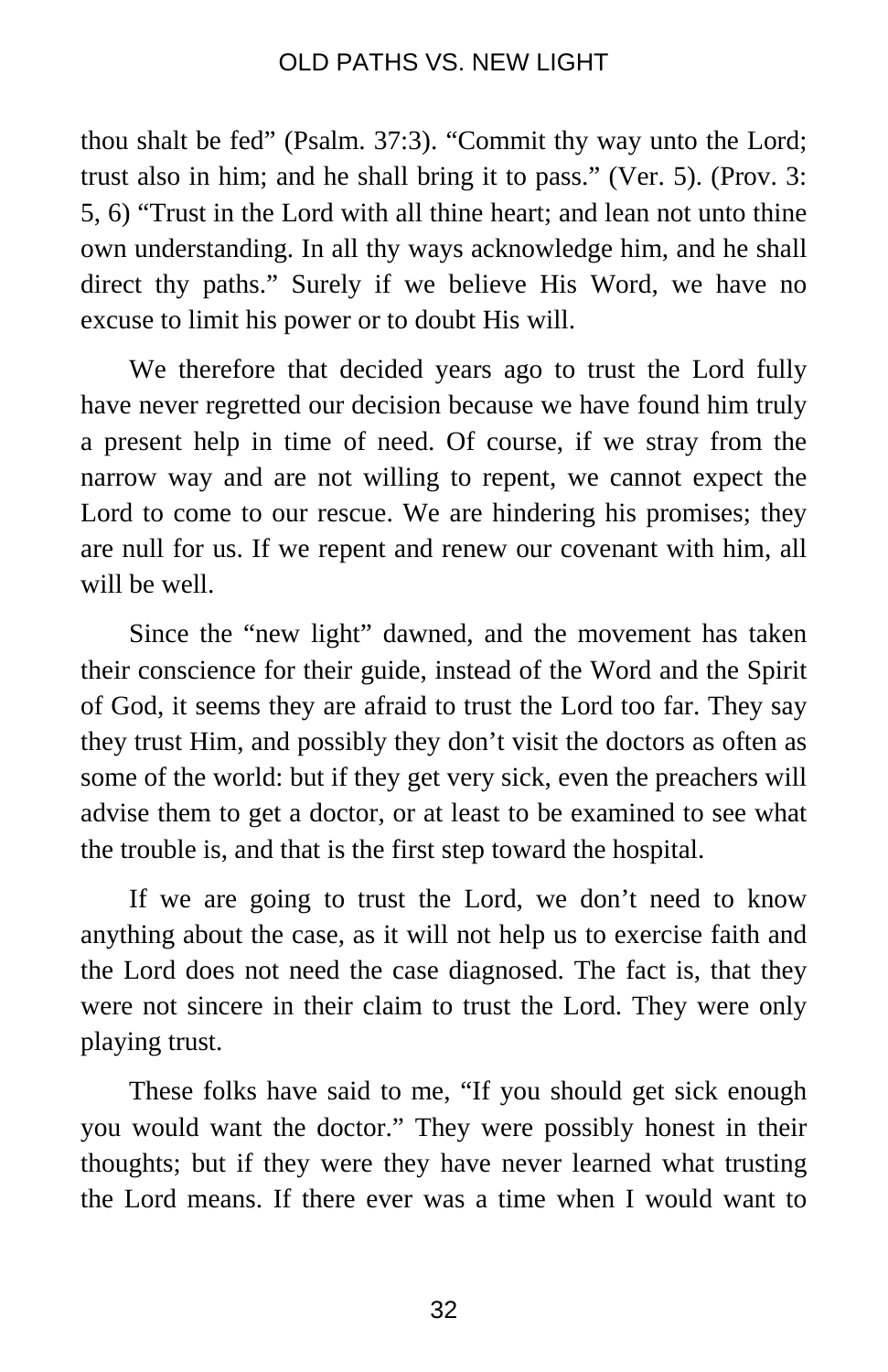thou shalt be fed" (Psalm. 37:3). "Commit thy way unto the Lord; trust also in him; and he shall bring it to pass." (Ver. 5). (Prov. 3: 5, 6) "Trust in the Lord with all thine heart; and lean not unto thine own understanding. In all thy ways acknowledge him, and he shall direct thy paths." Surely if we believe His Word, we have no excuse to limit his power or to doubt His will.

We therefore that decided years ago to trust the Lord fully have never regretted our decision because we have found him truly a present help in time of need. Of course, if we stray from the narrow way and are not willing to repent, we cannot expect the Lord to come to our rescue. We are hindering his promises; they are null for us. If we repent and renew our covenant with him, all will be well.

Since the "new light" dawned, and the movement has taken their conscience for their guide, instead of the Word and the Spirit of God, it seems they are afraid to trust the Lord too far. They say they trust Him, and possibly they don't visit the doctors as often as some of the world: but if they get very sick, even the preachers will advise them to get a doctor, or at least to be examined to see what the trouble is, and that is the first step toward the hospital.

If we are going to trust the Lord, we don't need to know anything about the case, as it will not help us to exercise faith and the Lord does not need the case diagnosed. The fact is, that they were not sincere in their claim to trust the Lord. They were only playing trust.

These folks have said to me, "If you should get sick enough you would want the doctor." They were possibly honest in their thoughts; but if they were they have never learned what trusting the Lord means. If there ever was a time when I would want to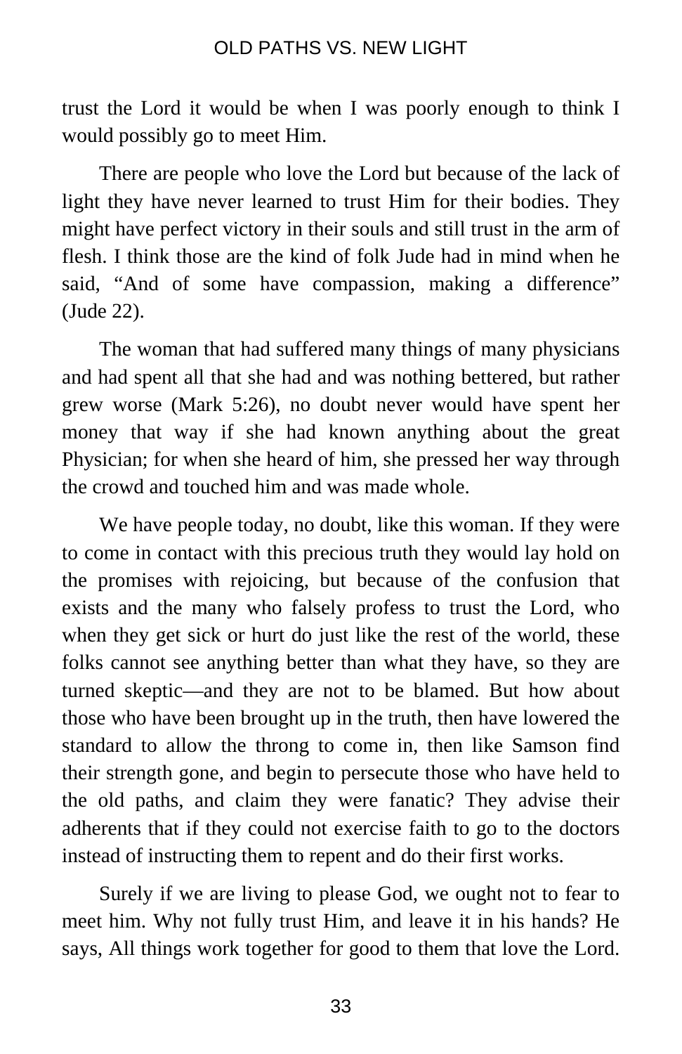trust the Lord it would be when I was poorly enough to think I would possibly go to meet Him.

There are people who love the Lord but because of the lack of light they have never learned to trust Him for their bodies. They might have perfect victory in their souls and still trust in the arm of flesh. I think those are the kind of folk Jude had in mind when he said, "And of some have compassion, making a difference" (Jude 22).

The woman that had suffered many things of many physicians and had spent all that she had and was nothing bettered, but rather grew worse (Mark 5:26), no doubt never would have spent her money that way if she had known anything about the great Physician; for when she heard of him, she pressed her way through the crowd and touched him and was made whole.

We have people today, no doubt, like this woman. If they were to come in contact with this precious truth they would lay hold on the promises with rejoicing, but because of the confusion that exists and the many who falsely profess to trust the Lord, who when they get sick or hurt do just like the rest of the world, these folks cannot see anything better than what they have, so they are turned skeptic—and they are not to be blamed. But how about those who have been brought up in the truth, then have lowered the standard to allow the throng to come in, then like Samson find their strength gone, and begin to persecute those who have held to the old paths, and claim they were fanatic? They advise their adherents that if they could not exercise faith to go to the doctors instead of instructing them to repent and do their first works.

Surely if we are living to please God, we ought not to fear to meet him. Why not fully trust Him, and leave it in his hands? He says, All things work together for good to them that love the Lord.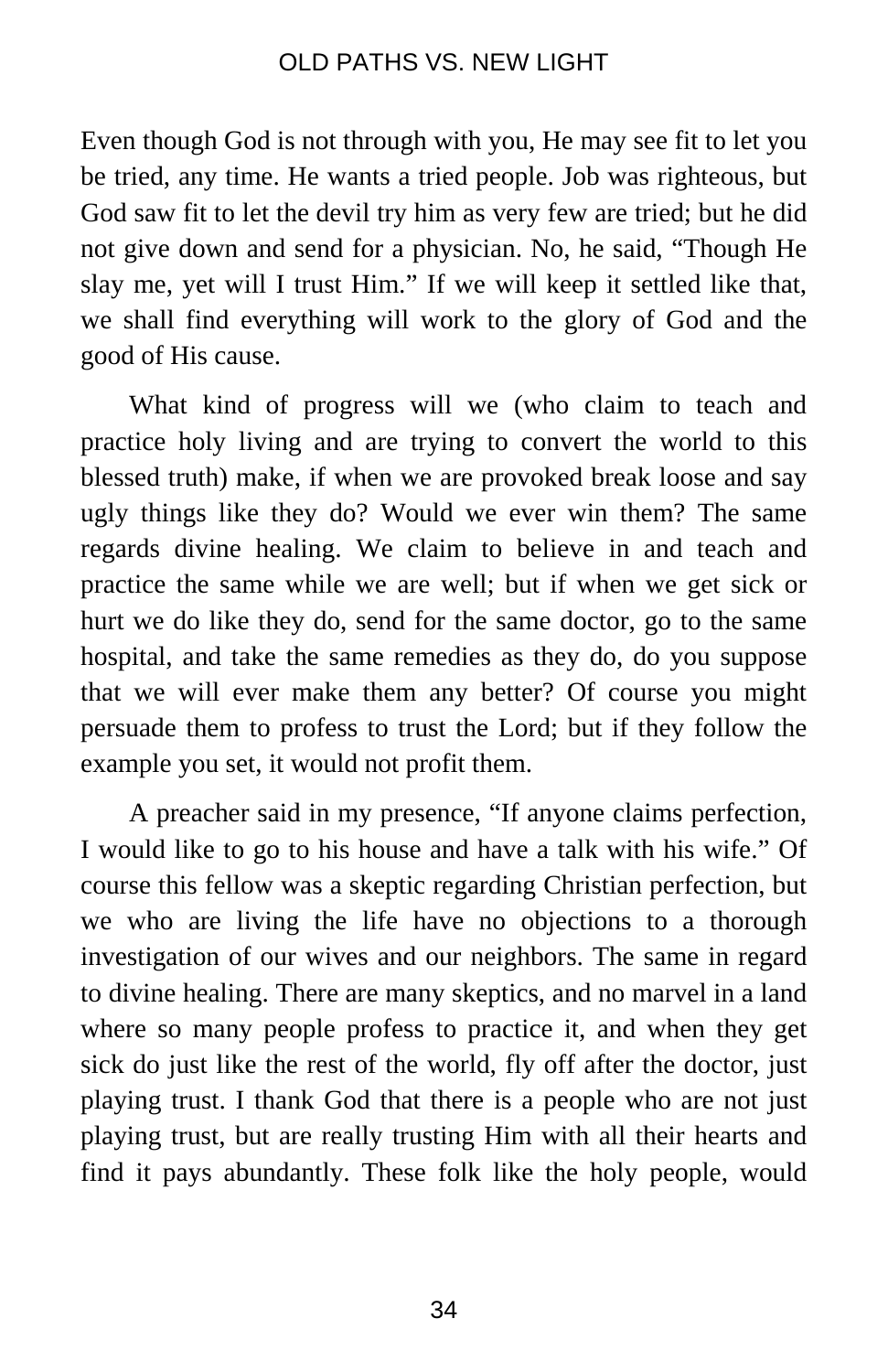Even though God is not through with you, He may see fit to let you be tried, any time. He wants a tried people. Job was righteous, but God saw fit to let the devil try him as very few are tried; but he did not give down and send for a physician. No, he said, "Though He slay me, yet will I trust Him." If we will keep it settled like that, we shall find everything will work to the glory of God and the good of His cause.

What kind of progress will we (who claim to teach and practice holy living and are trying to convert the world to this blessed truth) make, if when we are provoked break loose and say ugly things like they do? Would we ever win them? The same regards divine healing. We claim to believe in and teach and practice the same while we are well; but if when we get sick or hurt we do like they do, send for the same doctor, go to the same hospital, and take the same remedies as they do, do you suppose that we will ever make them any better? Of course you might persuade them to profess to trust the Lord; but if they follow the example you set, it would not profit them.

A preacher said in my presence, "If anyone claims perfection, I would like to go to his house and have a talk with his wife." Of course this fellow was a skeptic regarding Christian perfection, but we who are living the life have no objections to a thorough investigation of our wives and our neighbors. The same in regard to divine healing. There are many skeptics, and no marvel in a land where so many people profess to practice it, and when they get sick do just like the rest of the world, fly off after the doctor, just playing trust. I thank God that there is a people who are not just playing trust, but are really trusting Him with all their hearts and find it pays abundantly. These folk like the holy people, would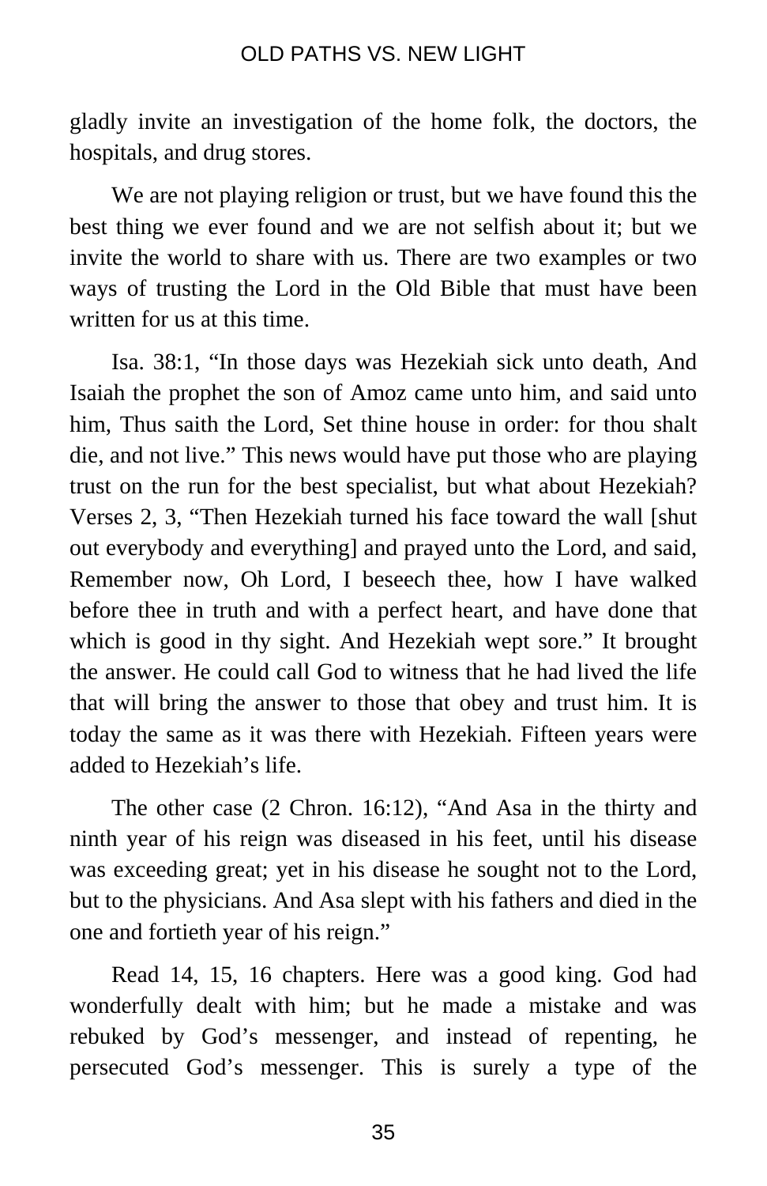gladly invite an investigation of the home folk, the doctors, the hospitals, and drug stores.

We are not playing religion or trust, but we have found this the best thing we ever found and we are not selfish about it; but we invite the world to share with us. There are two examples or two ways of trusting the Lord in the Old Bible that must have been written for us at this time.

Isa. 38:1, "In those days was Hezekiah sick unto death, And Isaiah the prophet the son of Amoz came unto him, and said unto him, Thus saith the Lord, Set thine house in order: for thou shalt die, and not live." This news would have put those who are playing trust on the run for the best specialist, but what about Hezekiah? Verses 2, 3, "Then Hezekiah turned his face toward the wall [shut out everybody and everything] and prayed unto the Lord, and said, Remember now, Oh Lord, I beseech thee, how I have walked before thee in truth and with a perfect heart, and have done that which is good in thy sight. And Hezekiah wept sore." It brought the answer. He could call God to witness that he had lived the life that will bring the answer to those that obey and trust him. It is today the same as it was there with Hezekiah. Fifteen years were added to Hezekiah's life.

The other case (2 Chron. 16:12), "And Asa in the thirty and ninth year of his reign was diseased in his feet, until his disease was exceeding great; yet in his disease he sought not to the Lord, but to the physicians. And Asa slept with his fathers and died in the one and fortieth year of his reign."

Read 14, 15, 16 chapters. Here was a good king. God had wonderfully dealt with him; but he made a mistake and was rebuked by God's messenger, and instead of repenting, he persecuted God's messenger. This is surely a type of the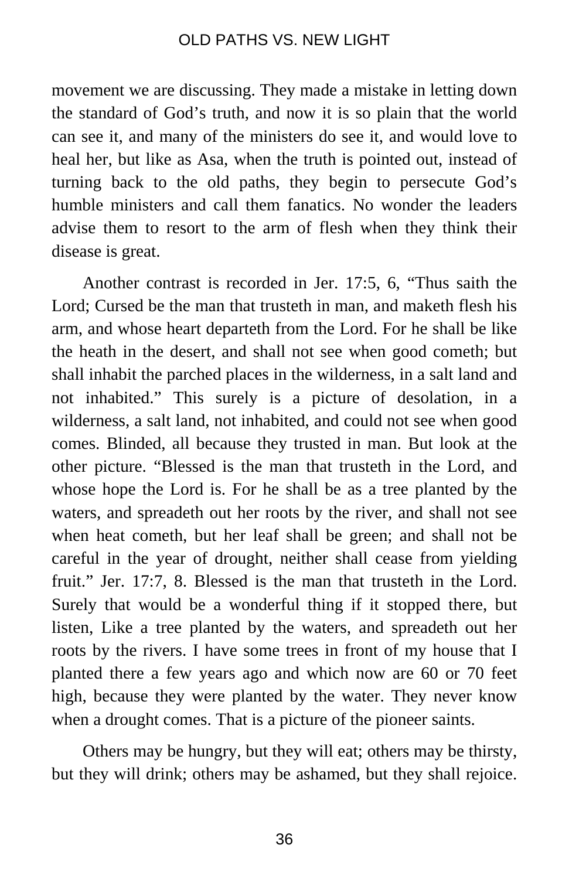movement we are discussing. They made a mistake in letting down the standard of God's truth, and now it is so plain that the world can see it, and many of the ministers do see it, and would love to heal her, but like as Asa, when the truth is pointed out, instead of turning back to the old paths, they begin to persecute God's humble ministers and call them fanatics. No wonder the leaders advise them to resort to the arm of flesh when they think their disease is great.

Another contrast is recorded in Jer. 17:5, 6, "Thus saith the Lord; Cursed be the man that trusteth in man, and maketh flesh his arm, and whose heart departeth from the Lord. For he shall be like the heath in the desert, and shall not see when good cometh; but shall inhabit the parched places in the wilderness, in a salt land and not inhabited." This surely is a picture of desolation, in a wilderness, a salt land, not inhabited, and could not see when good comes. Blinded, all because they trusted in man. But look at the other picture. "Blessed is the man that trusteth in the Lord, and whose hope the Lord is. For he shall be as a tree planted by the waters, and spreadeth out her roots by the river, and shall not see when heat cometh, but her leaf shall be green; and shall not be careful in the year of drought, neither shall cease from yielding fruit." Jer. 17:7, 8. Blessed is the man that trusteth in the Lord. Surely that would be a wonderful thing if it stopped there, but listen, Like a tree planted by the waters, and spreadeth out her roots by the rivers. I have some trees in front of my house that I planted there a few years ago and which now are 60 or 70 feet high, because they were planted by the water. They never know when a drought comes. That is a picture of the pioneer saints.

Others may be hungry, but they will eat; others may be thirsty, but they will drink; others may be ashamed, but they shall rejoice.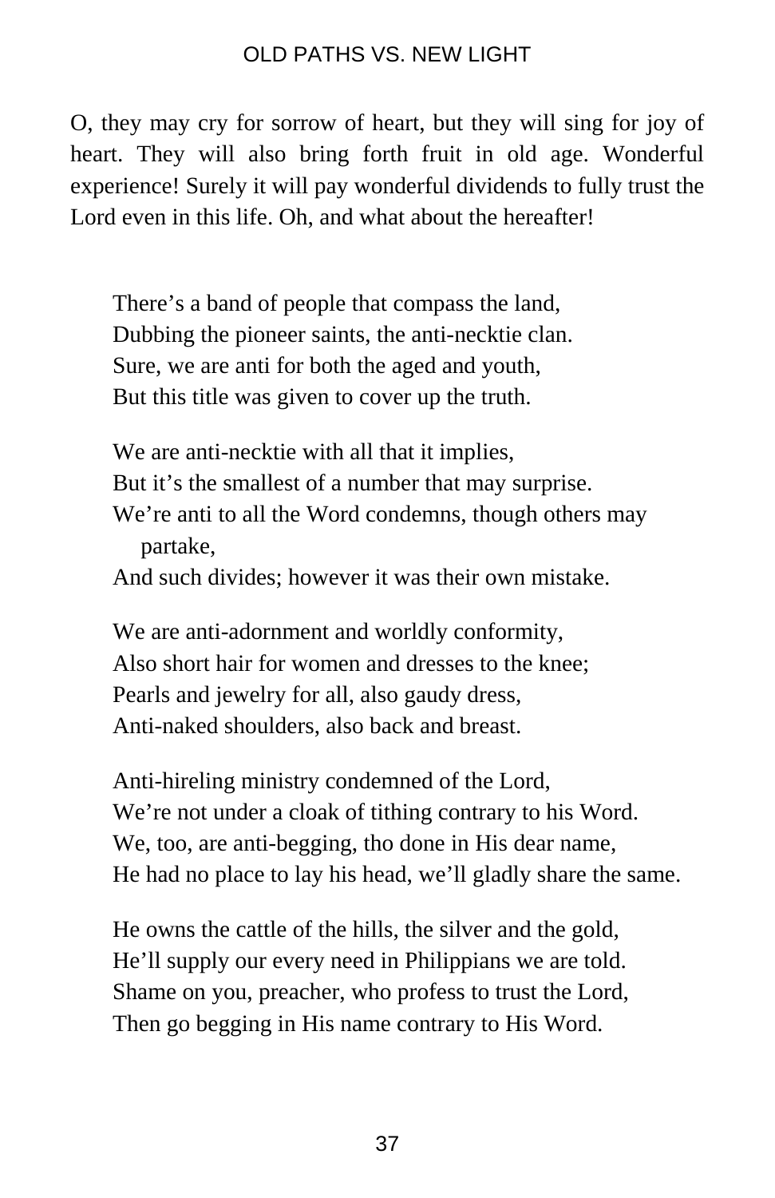O, they may cry for sorrow of heart, but they will sing for joy of heart. They will also bring forth fruit in old age. Wonderful experience! Surely it will pay wonderful dividends to fully trust the Lord even in this life. Oh, and what about the hereafter!

There's a band of people that compass the land,  
Dubbing the pioneer saints, the anti-necktie clan.  
Sure, we are anti for both the aged and youth,  
But this title was given to cover up the truth.

We are anti-necktie with all that it implies,  
But it's the smallest of a number that may surprise.  
We're anti to all the Word condemns, though others may partake,  
And such divides; however it was their own mistake.

We are anti-adornment and worldly conformity,  
Also short hair for women and dresses to the knee;  
Pearls and jewelry for all, also gaudy dress,  
Anti-naked shoulders, also back and breast.

Anti-hireling ministry condemned of the Lord,  
We're not under a cloak of tithing contrary to his Word.  
We, too, are anti-begging, tho done in His dear name,  
He had no place to lay his head, we'll gladly share the same.

He owns the cattle of the hills, the silver and the gold,  
He'll supply our every need in Philippians we are told.  
Shame on you, preacher, who profess to trust the Lord,  
Then go begging in His name contrary to His Word.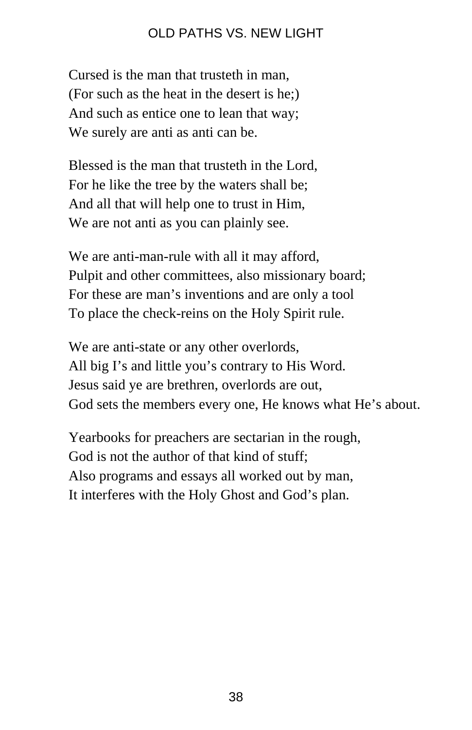Cursed is the man that trusteth in man,
(For such as the heat in the desert is he;)
And such as entice one to lean that way;
We surely are anti as anti can be.

Blessed is the man that trusteth in the Lord,
For he like the tree by the waters shall be;
And all that will help one to trust in Him,
We are not anti as you can plainly see.

We are anti-man-rule with all it may afford,
Pulpit and other committees, also missionary board;
For these are man's inventions and are only a tool
To place the check-reins on the Holy Spirit rule.

We are anti-state or any other overlords,
All big I's and little you's contrary to His Word.
Jesus said ye are brethren, overlords are out,
God sets the members every one, He knows what He's about.

Yearbooks for preachers are sectarian in the rough,
God is not the author of that kind of stuff;
Also programs and essays all worked out by man,
It interferes with the Holy Ghost and God's plan.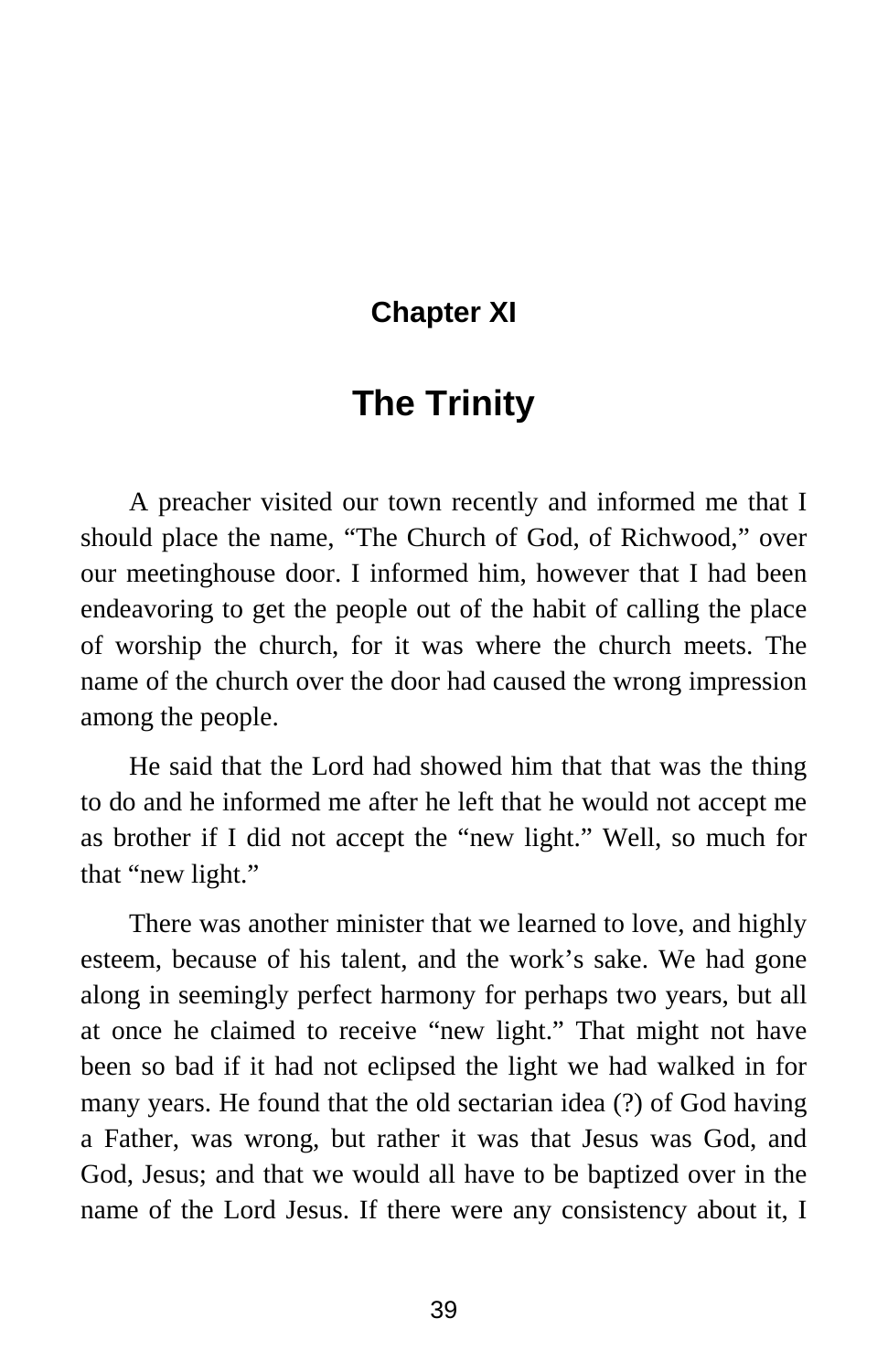## Chapter XI

# The Trinity

A preacher visited our town recently and informed me that I should place the name, “The Church of God, of Richwood,” over our meetinghouse door. I informed him, however that I had been endeavoring to get the people out of the habit of calling the place of worship the church, for it was where the church meets. The name of the church over the door had caused the wrong impression among the people.

He said that the Lord had showed him that that was the thing to do and he informed me after he left that he would not accept me as brother if I did not accept the “new light.” Well, so much for that “new light.”

There was another minister that we learned to love, and highly esteem, because of his talent, and the work’s sake. We had gone along in seemingly perfect harmony for perhaps two years, but all at once he claimed to receive “new light.” That might not have been so bad if it had not eclipsed the light we had walked in for many years. He found that the old sectarian idea (?) of God having a Father, was wrong, but rather it was that Jesus was God, and God, Jesus; and that we would all have to be baptized over in the name of the Lord Jesus. If there were any consistency about it, I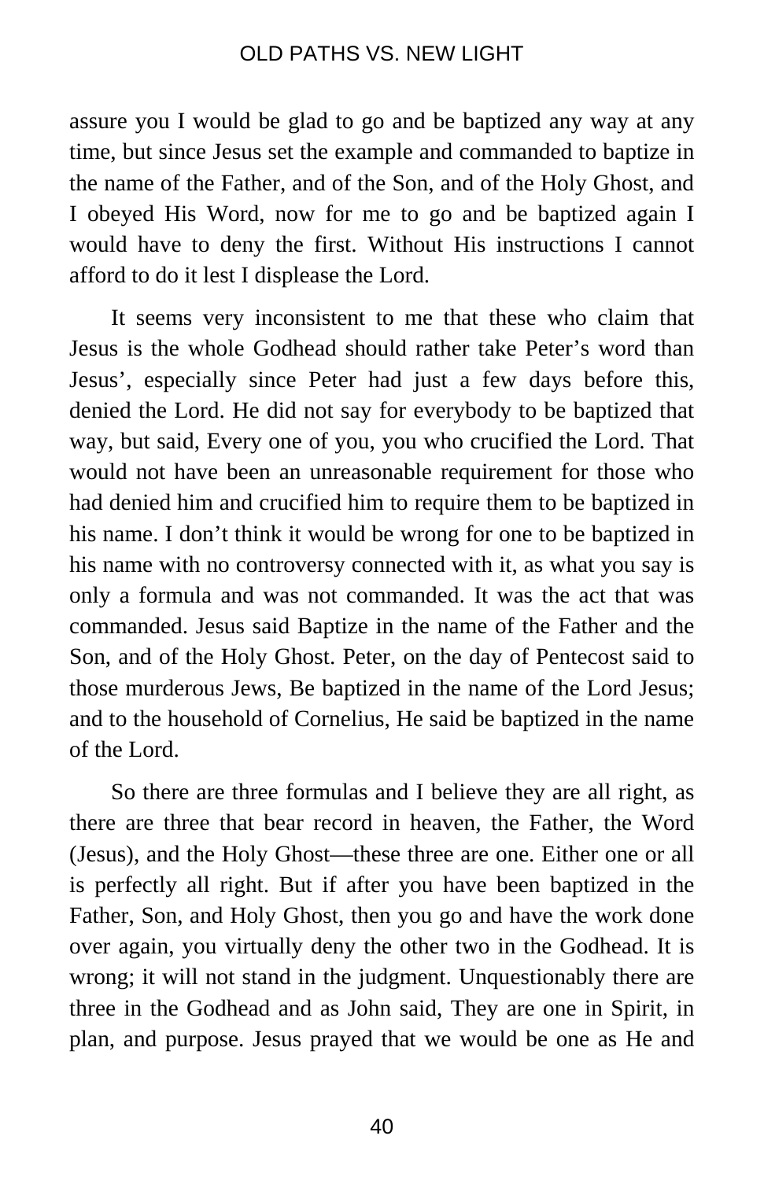assure you I would be glad to go and be baptized any way at any time, but since Jesus set the example and commanded to baptize in the name of the Father, and of the Son, and of the Holy Ghost, and I obeyed His Word, now for me to go and be baptized again I would have to deny the first. Without His instructions I cannot afford to do it lest I displease the Lord.

It seems very inconsistent to me that these who claim that Jesus is the whole Godhead should rather take Peter's word than Jesus', especially since Peter had just a few days before this, denied the Lord. He did not say for everybody to be baptized that way, but said, Every one of you, you who crucified the Lord. That would not have been an unreasonable requirement for those who had denied him and crucified him to require them to be baptized in his name. I don't think it would be wrong for one to be baptized in his name with no controversy connected with it, as what you say is only a formula and was not commanded. It was the act that was commanded. Jesus said Baptize in the name of the Father and the Son, and of the Holy Ghost. Peter, on the day of Pentecost said to those murderous Jews, Be baptized in the name of the Lord Jesus; and to the household of Cornelius, He said be baptized in the name of the Lord.

So there are three formulas and I believe they are all right, as there are three that bear record in heaven, the Father, the Word (Jesus), and the Holy Ghost—these three are one. Either one or all is perfectly all right. But if after you have been baptized in the Father, Son, and Holy Ghost, then you go and have the work done over again, you virtually deny the other two in the Godhead. It is wrong; it will not stand in the judgment. Unquestionably there are three in the Godhead and as John said, They are one in Spirit, in plan, and purpose. Jesus prayed that we would be one as He and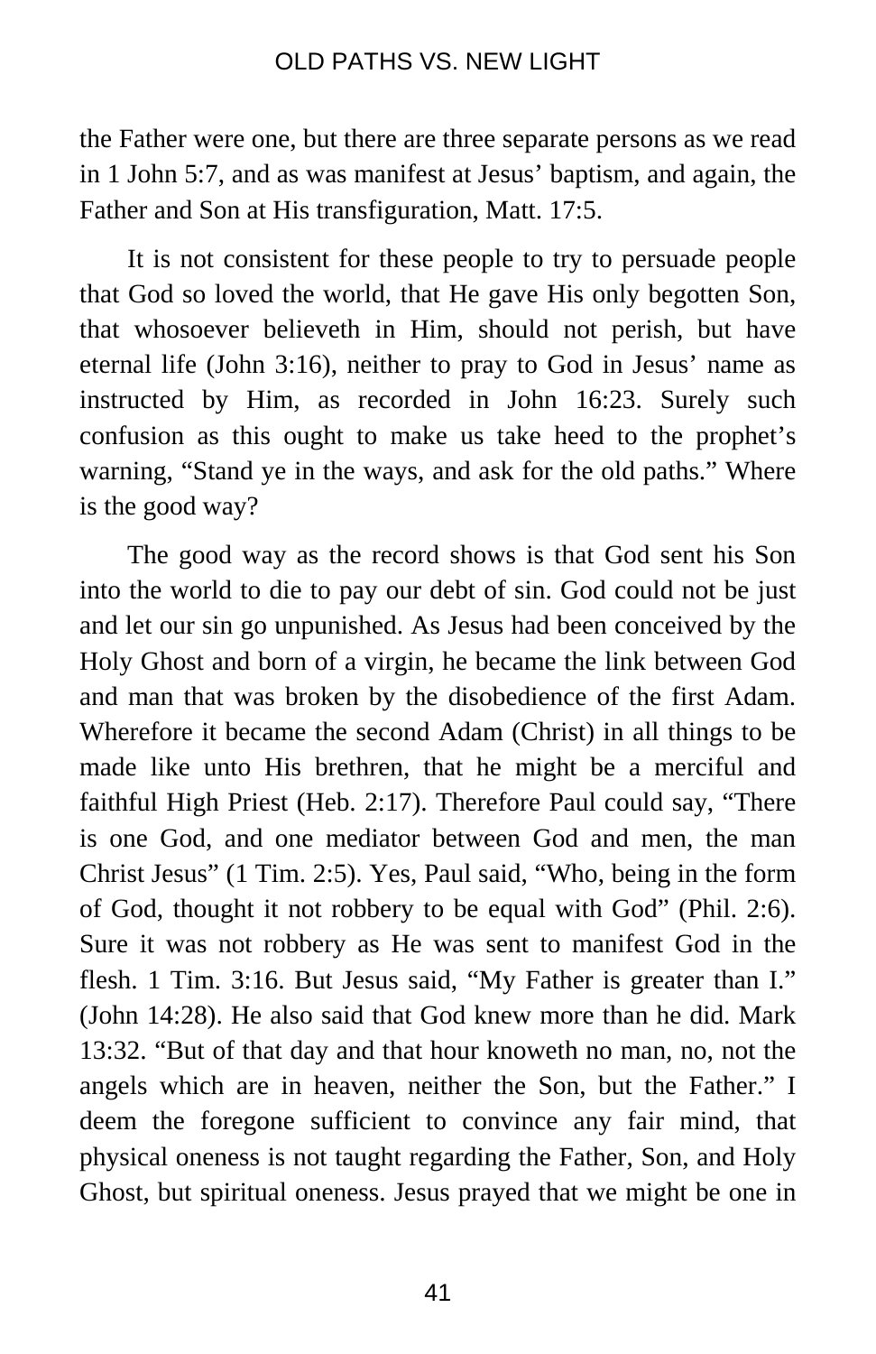the Father were one, but there are three separate persons as we read in 1 John 5:7, and as was manifest at Jesus' baptism, and again, the Father and Son at His transfiguration, Matt. 17:5.

It is not consistent for these people to try to persuade people that God so loved the world, that He gave His only begotten Son, that whosoever believeth in Him, should not perish, but have eternal life (John 3:16), neither to pray to God in Jesus' name as instructed by Him, as recorded in John 16:23. Surely such confusion as this ought to make us take heed to the prophet's warning, "Stand ye in the ways, and ask for the old paths." Where is the good way?

The good way as the record shows is that God sent his Son into the world to die to pay our debt of sin. God could not be just and let our sin go unpunished. As Jesus had been conceived by the Holy Ghost and born of a virgin, he became the link between God and man that was broken by the disobedience of the first Adam. Wherefore it became the second Adam (Christ) in all things to be made like unto His brethren, that he might be a merciful and faithful High Priest (Heb. 2:17). Therefore Paul could say, "There is one God, and one mediator between God and men, the man Christ Jesus" (1 Tim. 2:5). Yes, Paul said, "Who, being in the form of God, thought it not robbery to be equal with God" (Phil. 2:6). Sure it was not robbery as He was sent to manifest God in the flesh. 1 Tim. 3:16. But Jesus said, "My Father is greater than I." (John 14:28). He also said that God knew more than he did. Mark 13:32. "But of that day and that hour knoweth no man, no, not the angels which are in heaven, neither the Son, but the Father." I deem the foregone sufficient to convince any fair mind, that physical oneness is not taught regarding the Father, Son, and Holy Ghost, but spiritual oneness. Jesus prayed that we might be one in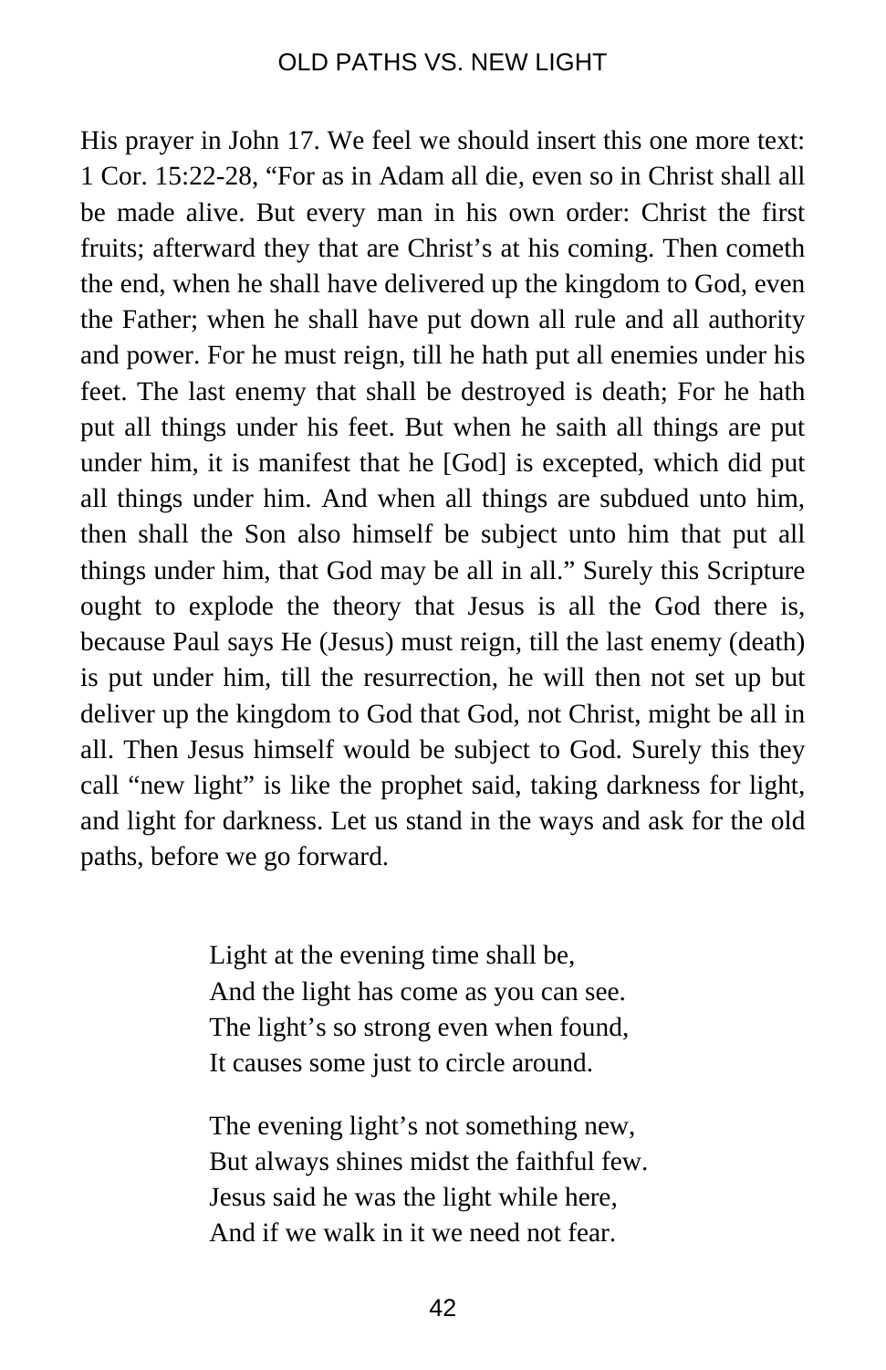His prayer in John 17. We feel we should insert this one more text: 1 Cor. 15:22-28, "For as in Adam all die, even so in Christ shall all be made alive. But every man in his own order: Christ the first fruits; afterward they that are Christ's at his coming. Then cometh the end, when he shall have delivered up the kingdom to God, even the Father; when he shall have put down all rule and all authority and power. For he must reign, till he hath put all enemies under his feet. The last enemy that shall be destroyed is death; For he hath put all things under his feet. But when he saith all things are put under him, it is manifest that he [God] is excepted, which did put all things under him. And when all things are subdued unto him, then shall the Son also himself be subject unto him that put all things under him, that God may be all in all." Surely this Scripture ought to explode the theory that Jesus is all the God there is, because Paul says He (Jesus) must reign, till the last enemy (death) is put under him, till the resurrection, he will then not set up but deliver up the kingdom to God that God, not Christ, might be all in all. Then Jesus himself would be subject to God. Surely this they call "new light" is like the prophet said, taking darkness for light, and light for darkness. Let us stand in the ways and ask for the old paths, before we go forward.

Light at the evening time shall be,
And the light has come as you can see.
The light's so strong even when found,
It causes some just to circle around.

The evening light's not something new,
But always shines midst the faithful few.
Jesus said he was the light while here,
And if we walk in it we need not fear.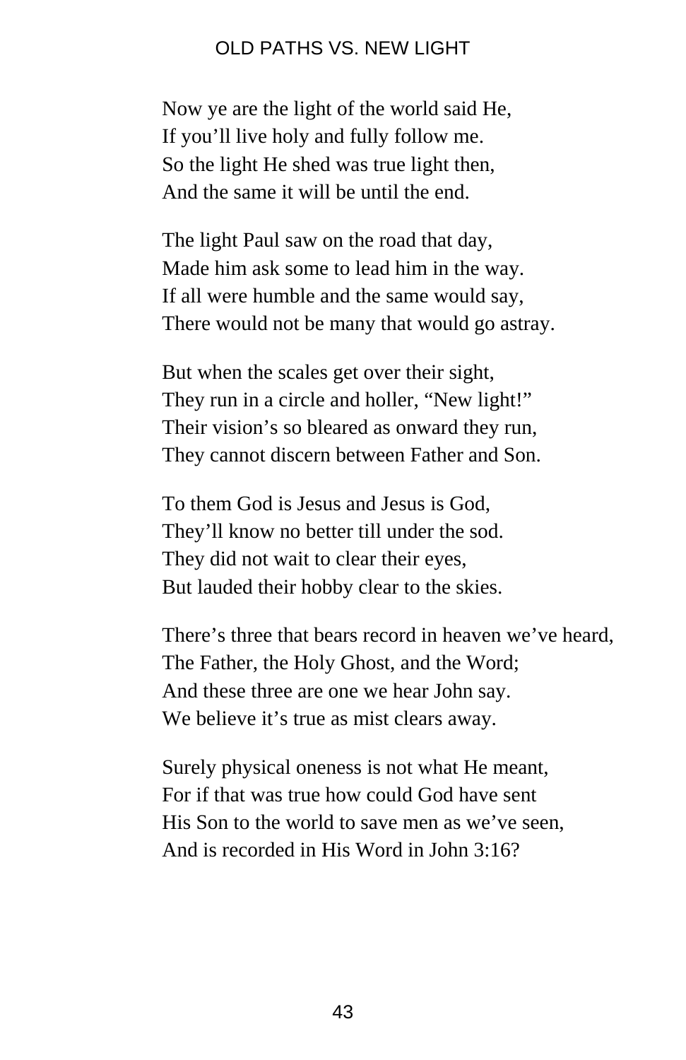Now ye are the light of the world said He,  
If you’ll live holy and fully follow me.  
So the light He shed was true light then,  
And the same it will be until the end.

The light Paul saw on the road that day,  
Made him ask some to lead him in the way.  
If all were humble and the same would say,  
There would not be many that would go astray.

But when the scales get over their sight,  
They run in a circle and holler, “New light!”  
Their vision’s so bleared as onward they run,  
They cannot discern between Father and Son.

To them God is Jesus and Jesus is God,  
They’ll know no better till under the sod.  
They did not wait to clear their eyes,  
But lauded their hobby clear to the skies.

There’s three that bears record in heaven we’ve heard,  
The Father, the Holy Ghost, and the Word;  
And these three are one we hear John say.  
We believe it’s true as mist clears away.

Surely physical oneness is not what He meant,  
For if that was true how could God have sent  
His Son to the world to save men as we’ve seen,  
And is recorded in His Word in John 3:16?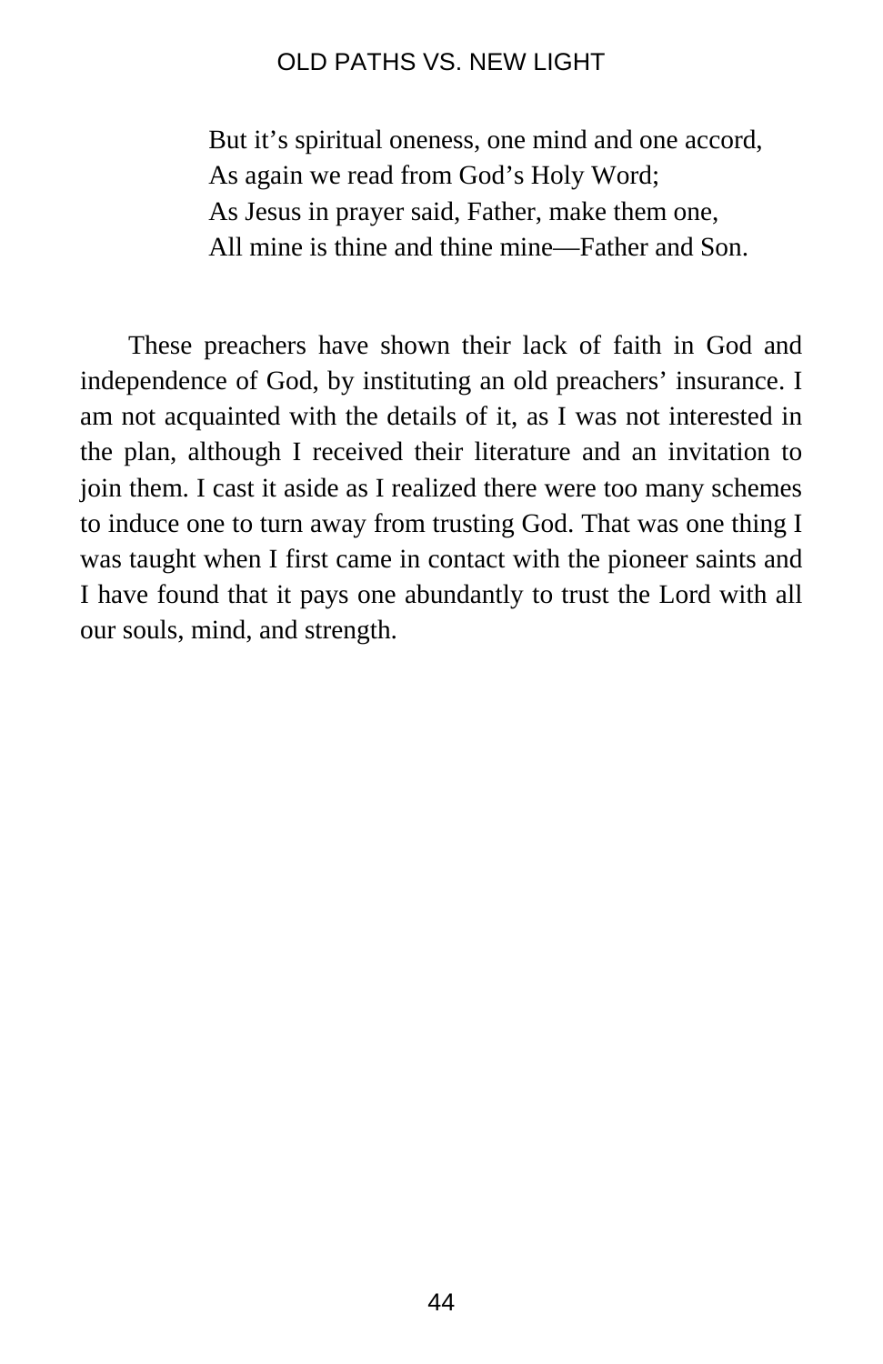But it's spiritual oneness, one mind and one accord,  
As again we read from God's Holy Word;  
As Jesus in prayer said, Father, make them one,  
All mine is thine and thine mine—Father and Son.

These preachers have shown their lack of faith in God and independence of God, by instituting an old preachers' insurance. I am not acquainted with the details of it, as I was not interested in the plan, although I received their literature and an invitation to join them. I cast it aside as I realized there were too many schemes to induce one to turn away from trusting God. That was one thing I was taught when I first came in contact with the pioneer saints and I have found that it pays one abundantly to trust the Lord with all our souls, mind, and strength.